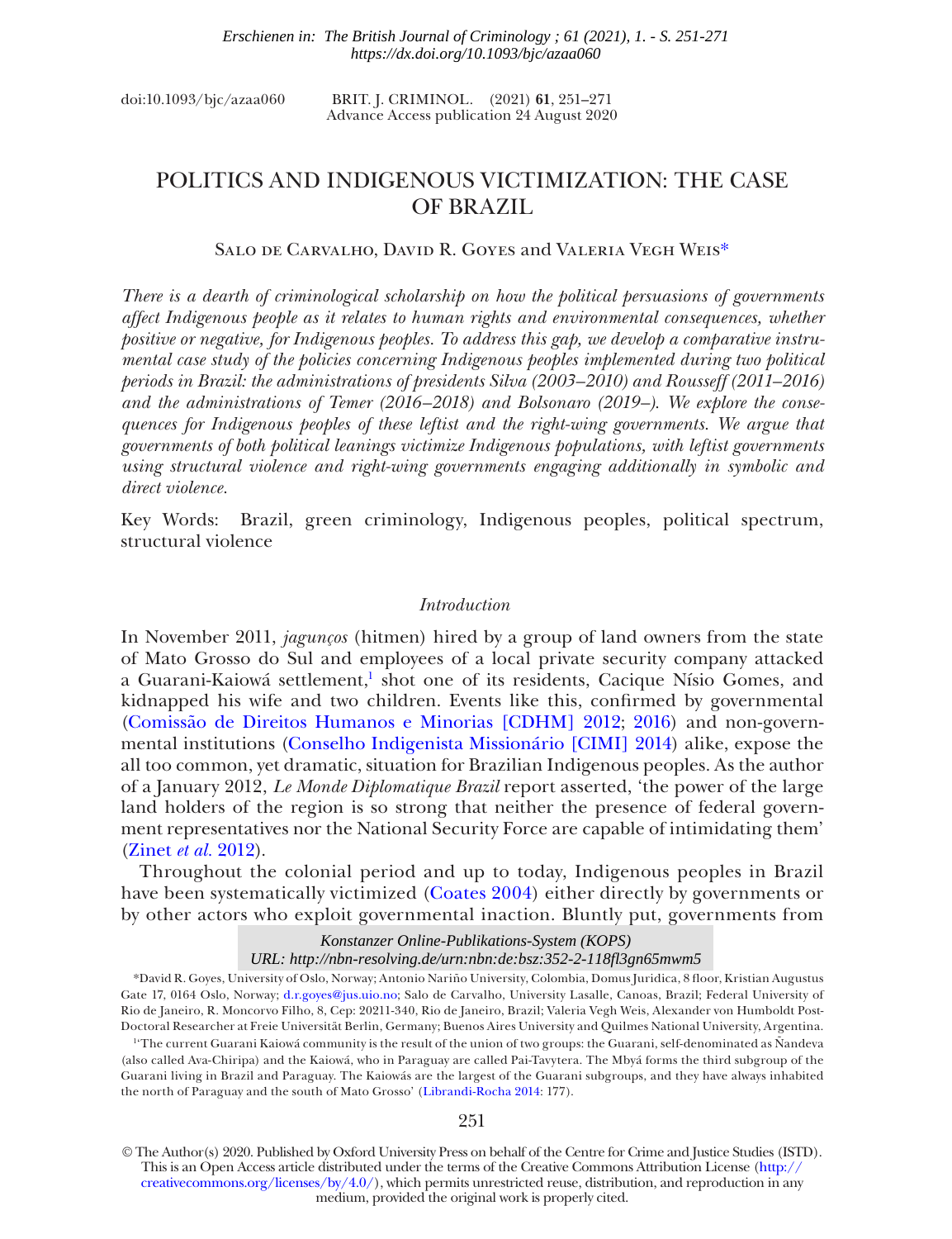*Erschienen in: The British Journal of Criminology ; 61 (2021), 1. - S. 251-271*
*https://dx.doi.org/10.1093/bjc/azaa060*

doi:10.1093/bjc/azaa060 BRIT. J. CRIMINOL. (2021) **61**, 251–271
Advance Access publication 24 August 2020

# POLITICS AND INDIGENOUS VICTIMIZATION: THE CASE OF BRAZIL

Salo de Carvalho, David R. Goyes and Valeria Vegh Weis*

*There is a dearth of criminological scholarship on how the political persuasions of governments affect Indigenous people as it relates to human rights and environmental consequences, whether positive or negative, for Indigenous peoples. To address this gap, we develop a comparative instrumental case study of the policies concerning Indigenous peoples implemented during two political periods in Brazil: the administrations of presidents Silva (2003–2010) and Rousseff (2011–2016) and the administrations of Temer (2016–2018) and Bolsonaro (2019–). We explore the consequences for Indigenous peoples of these leftist and the right-wing governments. We argue that governments of both political leanings victimize Indigenous populations, with leftist governments using structural violence and right-wing governments engaging additionally in symbolic and direct violence.*

Key Words: Brazil, green criminology, Indigenous peoples, political spectrum, structural violence

## *Introduction*

In November 2011, *jagunços* (hitmen) hired by a group of land owners from the state of Mato Grosso do Sul and employees of a local private security company attacked a Guarani-Kaiowá settlement,[1] shot one of its residents, Cacique Nísio Gomes, and kidnapped his wife and two children. Events like this, confirmed by governmental (Comissão de Direitos Humanos e Minorias [CDHM] 2012; 2016) and non-governmental institutions (Conselho Indigenista Missionário [CIMI] 2014) alike, expose the all too common, yet dramatic, situation for Brazilian Indigenous peoples. As the author of a January 2012, *Le Monde Diplomatique Brazil* report asserted, 'the power of the large land holders of the region is so strong that neither the presence of federal government representatives nor the National Security Force are capable of intimidating them' (Zinet *et al.* 2012).

Throughout the colonial period and up to today, Indigenous peoples in Brazil have been systematically victimized (Coates 2004) either directly by governments or by other actors who exploit governmental inaction. Bluntly put, governments from

*Konstanzer Online-Publikations-System (KOPS)*
*URL: http://nbn-resolving.de/urn:nbn:de:bsz:352-2-118fl3gn65mwm5*

*David R. Goyes, University of Oslo, Norway; Antonio Nariño University, Colombia, Domus Juridica, 8 floor, Kristian Augustus Gate 17, 0164 Oslo, Norway; d.r.goyes@jus.uio.no; Salo de Carvalho, University Lasalle, Canoas, Brazil; Federal University of Rio de Janeiro, R. Moncorvo Filho, 8, Cep: 20211-340, Rio de Janeiro, Brazil; Valeria Vegh Weis, Alexander von Humboldt Post-Doctoral Researcher at Freie Universität Berlin, Germany; Buenos Aires University and Quilmes National University, Argentina.

[1] 'The current Guarani Kaiowá community is the result of the union of two groups: the Guarani, self-denominated as Ñandeva (also called Ava-Chiripa) and the Kaiowá, who in Paraguay are called Pai-Tavytera. The Mbyá forms the third subgroup of the Guarani living in Brazil and Paraguay. The Kaiowás are the largest of the Guarani subgroups, and they have always inhabited the north of Paraguay and the south of Mato Grosso' (Librandi-Rocha 2014: 177).

© The Author(s) 2020. Published by Oxford University Press on behalf of the Centre for Crime and Justice Studies (ISTD). This is an Open Access article distributed under the terms of the Creative Commons Attribution License (http://creativecommons.org/licenses/by/4.0/), which permits unrestricted reuse, distribution, and reproduction in any medium, provided the original work is properly cited.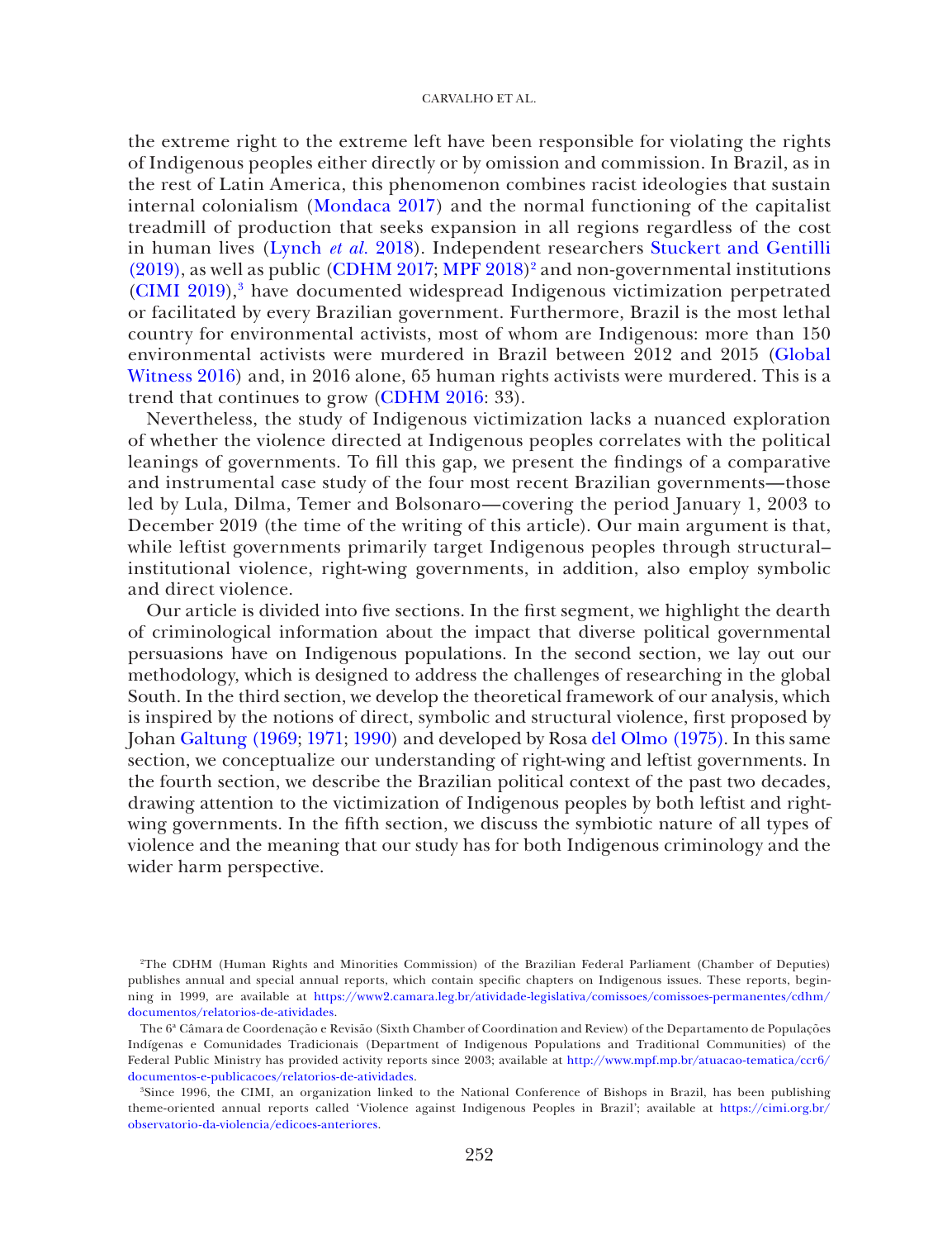the extreme right to the extreme left have been responsible for violating the rights of Indigenous peoples either directly or by omission and commission. In Brazil, as in the rest of Latin America, this phenomenon combines racist ideologies that sustain internal colonialism (Mondaca 2017) and the normal functioning of the capitalist treadmill of production that seeks expansion in all regions regardless of the cost in human lives (Lynch *et al.* 2018). Independent researchers Stuckert and Gentilli (2019), as well as public (CDHM 2017; MPF 2018)[2] and non-governmental institutions (CIMI 2019),[3] have documented widespread Indigenous victimization perpetrated or facilitated by every Brazilian government. Furthermore, Brazil is the most lethal country for environmental activists, most of whom are Indigenous: more than 150 environmental activists were murdered in Brazil between 2012 and 2015 (Global Witness 2016) and, in 2016 alone, 65 human rights activists were murdered. This is a trend that continues to grow (CDHM 2016: 33).

Nevertheless, the study of Indigenous victimization lacks a nuanced exploration of whether the violence directed at Indigenous peoples correlates with the political leanings of governments. To fill this gap, we present the findings of a comparative and instrumental case study of the four most recent Brazilian governments—those led by Lula, Dilma, Temer and Bolsonaro—covering the period January 1, 2003 to December 2019 (the time of the writing of this article). Our main argument is that, while leftist governments primarily target Indigenous peoples through structural–institutional violence, right-wing governments, in addition, also employ symbolic and direct violence.

Our article is divided into five sections. In the first segment, we highlight the dearth of criminological information about the impact that diverse political governmental persuasions have on Indigenous populations. In the second section, we lay out our methodology, which is designed to address the challenges of researching in the global South. In the third section, we develop the theoretical framework of our analysis, which is inspired by the notions of direct, symbolic and structural violence, first proposed by Johan Galtung (1969; 1971; 1990) and developed by Rosa del Olmo (1975). In this same section, we conceptualize our understanding of right-wing and leftist governments. In the fourth section, we describe the Brazilian political context of the past two decades, drawing attention to the victimization of Indigenous peoples by both leftist and right-wing governments. In the fifth section, we discuss the symbiotic nature of all types of violence and the meaning that our study has for both Indigenous criminology and the wider harm perspective.

[2]The CDHM (Human Rights and Minorities Commission) of the Brazilian Federal Parliament (Chamber of Deputies) publishes annual and special annual reports, which contain specific chapters on Indigenous issues. These reports, beginning in 1999, are available at https://www2.camara.leg.br/atividade-legislativa/comissoes/comissoes-permanentes/cdhm/documentos/relatorios-de-atividades.

The 6ª Câmara de Coordenação e Revisão (Sixth Chamber of Coordination and Review) of the Departamento de Populações Indígenas e Comunidades Tradicionais (Department of Indigenous Populations and Traditional Communities) of the Federal Public Ministry has provided activity reports since 2003; available at http://www.mpf.mp.br/atuacao-tematica/ccr6/documentos-e-publicacoes/relatorios-de-atividades.

[3]Since 1996, the CIMI, an organization linked to the National Conference of Bishops in Brazil, has been publishing theme-oriented annual reports called 'Violence against Indigenous Peoples in Brazil'; available at https://cimi.org.br/observatorio-da-violencia/edicoes-anteriores.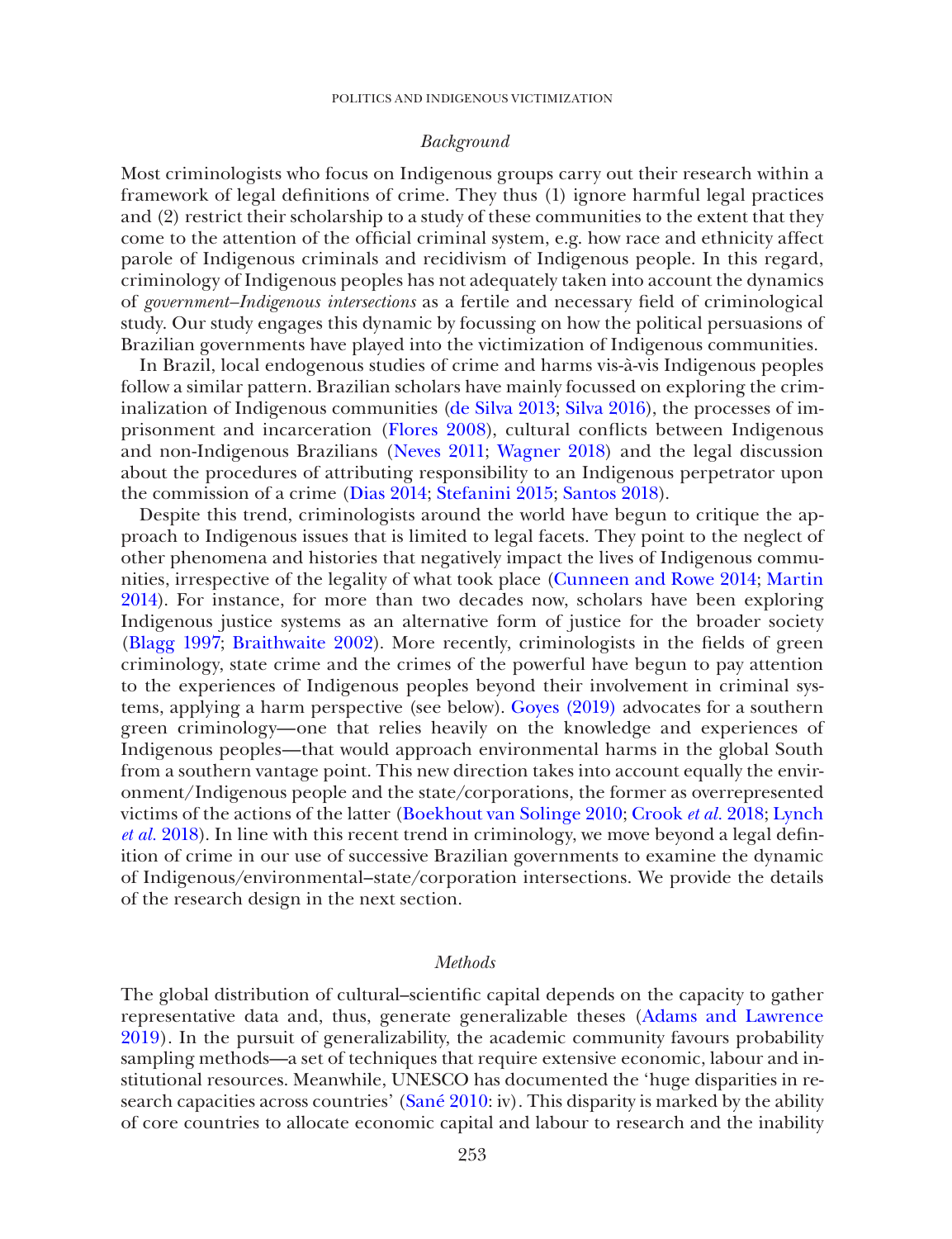## *Background*

Most criminologists who focus on Indigenous groups carry out their research within a framework of legal definitions of crime. They thus (1) ignore harmful legal practices and (2) restrict their scholarship to a study of these communities to the extent that they come to the attention of the official criminal system, e.g. how race and ethnicity affect parole of Indigenous criminals and recidivism of Indigenous people. In this regard, criminology of Indigenous peoples has not adequately taken into account the dynamics of *government–Indigenous intersections* as a fertile and necessary field of criminological study. Our study engages this dynamic by focussing on how the political persuasions of Brazilian governments have played into the victimization of Indigenous communities.

In Brazil, local endogenous studies of crime and harms vis-à-vis Indigenous peoples follow a similar pattern. Brazilian scholars have mainly focussed on exploring the criminalization of Indigenous communities (de Silva 2013; Silva 2016), the processes of imprisonment and incarceration (Flores 2008), cultural conflicts between Indigenous and non-Indigenous Brazilians (Neves 2011; Wagner 2018) and the legal discussion about the procedures of attributing responsibility to an Indigenous perpetrator upon the commission of a crime (Dias 2014; Stefanini 2015; Santos 2018).

Despite this trend, criminologists around the world have begun to critique the approach to Indigenous issues that is limited to legal facets. They point to the neglect of other phenomena and histories that negatively impact the lives of Indigenous communities, irrespective of the legality of what took place (Cunneen and Rowe 2014; Martin 2014). For instance, for more than two decades now, scholars have been exploring Indigenous justice systems as an alternative form of justice for the broader society (Blagg 1997; Braithwaite 2002). More recently, criminologists in the fields of green criminology, state crime and the crimes of the powerful have begun to pay attention to the experiences of Indigenous peoples beyond their involvement in criminal systems, applying a harm perspective (see below). Goyes (2019) advocates for a southern green criminology—one that relies heavily on the knowledge and experiences of Indigenous peoples—that would approach environmental harms in the global South from a southern vantage point. This new direction takes into account equally the environment/Indigenous people and the state/corporations, the former as overrepresented victims of the actions of the latter (Boekhout van Solinge 2010; Crook *et al.* 2018; Lynch *et al.* 2018). In line with this recent trend in criminology, we move beyond a legal definition of crime in our use of successive Brazilian governments to examine the dynamic of Indigenous/environmental–state/corporation intersections. We provide the details of the research design in the next section.

## *Methods*

The global distribution of cultural–scientific capital depends on the capacity to gather representative data and, thus, generate generalizable theses (Adams and Lawrence 2019). In the pursuit of generalizability, the academic community favours probability sampling methods—a set of techniques that require extensive economic, labour and institutional resources. Meanwhile, UNESCO has documented the 'huge disparities in research capacities across countries' (Sané 2010: iv). This disparity is marked by the ability of core countries to allocate economic capital and labour to research and the inability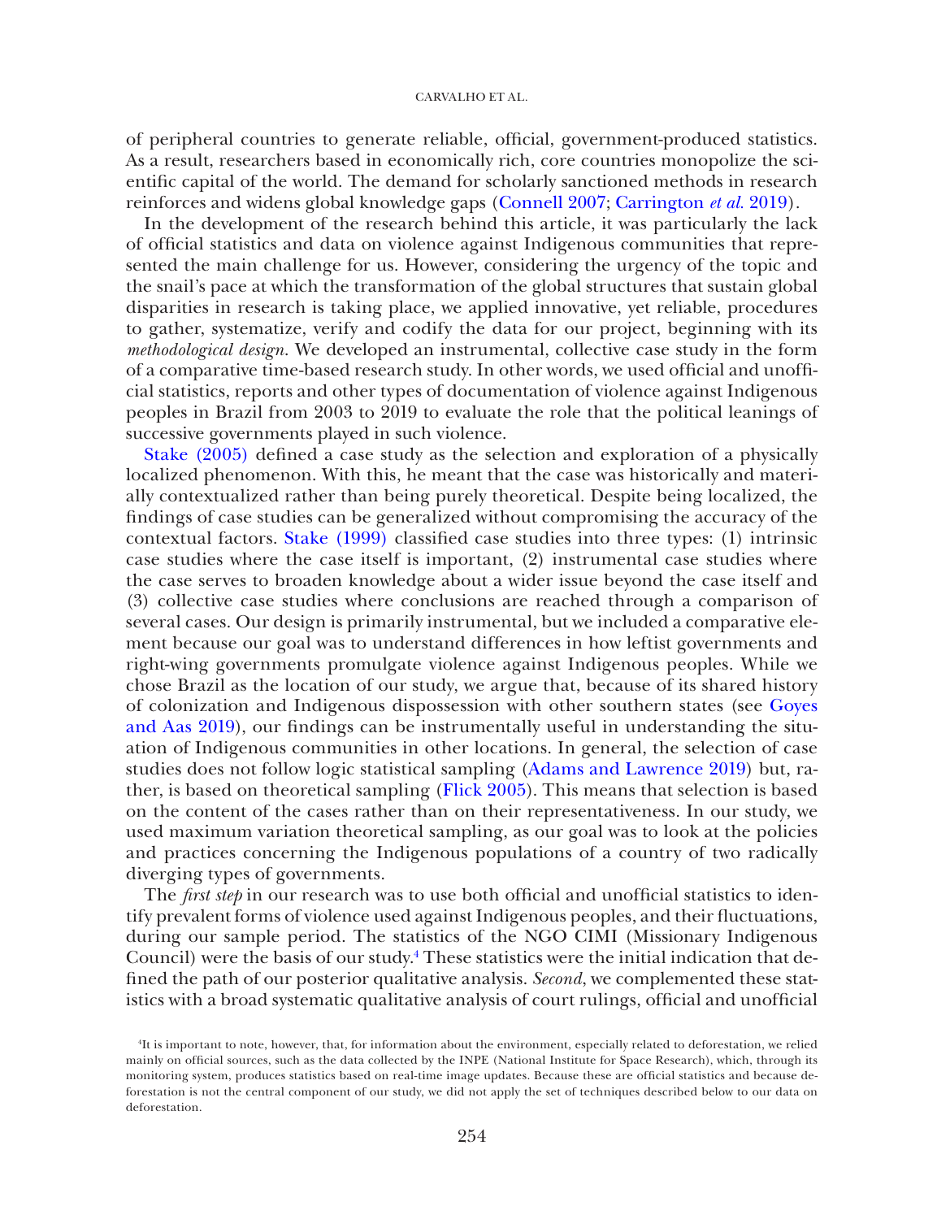of peripheral countries to generate reliable, official, government-produced statistics. As a result, researchers based in economically rich, core countries monopolize the scientific capital of the world. The demand for scholarly sanctioned methods in research reinforces and widens global knowledge gaps (Connell 2007; Carrington *et al.* 2019).

In the development of the research behind this article, it was particularly the lack of official statistics and data on violence against Indigenous communities that represented the main challenge for us. However, considering the urgency of the topic and the snail's pace at which the transformation of the global structures that sustain global disparities in research is taking place, we applied innovative, yet reliable, procedures to gather, systematize, verify and codify the data for our project, beginning with its *methodological design*. We developed an instrumental, collective case study in the form of a comparative time-based research study. In other words, we used official and unofficial statistics, reports and other types of documentation of violence against Indigenous peoples in Brazil from 2003 to 2019 to evaluate the role that the political leanings of successive governments played in such violence.

Stake (2005) defined a case study as the selection and exploration of a physically localized phenomenon. With this, he meant that the case was historically and materially contextualized rather than being purely theoretical. Despite being localized, the findings of case studies can be generalized without compromising the accuracy of the contextual factors. Stake (1999) classified case studies into three types: (1) intrinsic case studies where the case itself is important, (2) instrumental case studies where the case serves to broaden knowledge about a wider issue beyond the case itself and (3) collective case studies where conclusions are reached through a comparison of several cases. Our design is primarily instrumental, but we included a comparative element because our goal was to understand differences in how leftist governments and right-wing governments promulgate violence against Indigenous peoples. While we chose Brazil as the location of our study, we argue that, because of its shared history of colonization and Indigenous dispossession with other southern states (see Goyes and Aas 2019), our findings can be instrumentally useful in understanding the situation of Indigenous communities in other locations. In general, the selection of case studies does not follow logic statistical sampling (Adams and Lawrence 2019) but, rather, is based on theoretical sampling (Flick 2005). This means that selection is based on the content of the cases rather than on their representativeness. In our study, we used maximum variation theoretical sampling, as our goal was to look at the policies and practices concerning the Indigenous populations of a country of two radically diverging types of governments.

The *first step* in our research was to use both official and unofficial statistics to identify prevalent forms of violence used against Indigenous peoples, and their fluctuations, during our sample period. The statistics of the NGO CIMI (Missionary Indigenous Council) were the basis of our study.[4] These statistics were the initial indication that defined the path of our posterior qualitative analysis. *Second*, we complemented these statistics with a broad systematic qualitative analysis of court rulings, official and unofficial

[4]It is important to note, however, that, for information about the environment, especially related to deforestation, we relied mainly on official sources, such as the data collected by the INPE (National Institute for Space Research), which, through its monitoring system, produces statistics based on real-time image updates. Because these are official statistics and because deforestation is not the central component of our study, we did not apply the set of techniques described below to our data on deforestation.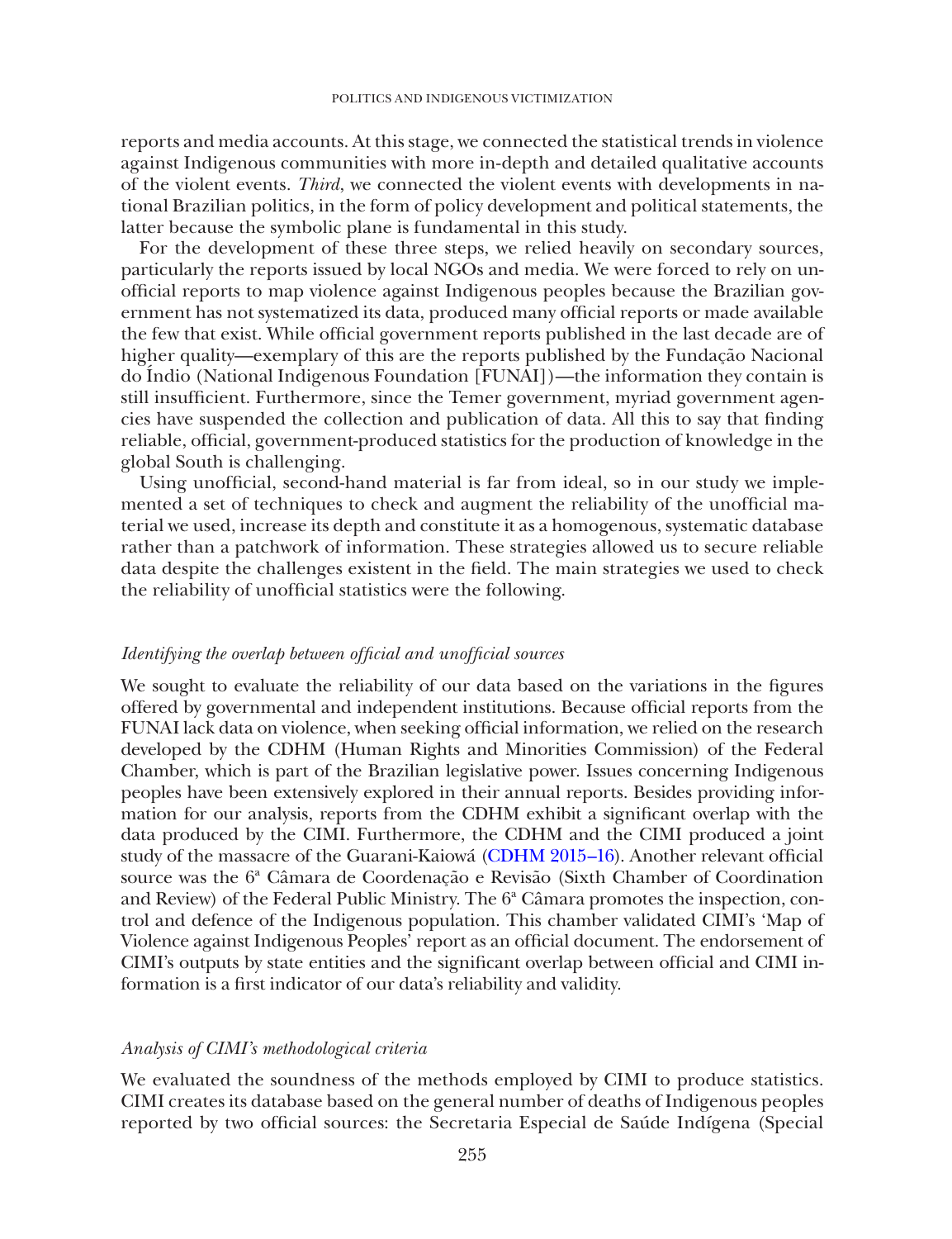reports and media accounts. At this stage, we connected the statistical trends in violence against Indigenous communities with more in-depth and detailed qualitative accounts of the violent events. *Third*, we connected the violent events with developments in national Brazilian politics, in the form of policy development and political statements, the latter because the symbolic plane is fundamental in this study.

For the development of these three steps, we relied heavily on secondary sources, particularly the reports issued by local NGOs and media. We were forced to rely on unofficial reports to map violence against Indigenous peoples because the Brazilian government has not systematized its data, produced many official reports or made available the few that exist. While official government reports published in the last decade are of higher quality—exemplary of this are the reports published by the Fundação Nacional do Índio (National Indigenous Foundation [FUNAI])—the information they contain is still insufficient. Furthermore, since the Temer government, myriad government agencies have suspended the collection and publication of data. All this to say that finding reliable, official, government-produced statistics for the production of knowledge in the global South is challenging.

Using unofficial, second-hand material is far from ideal, so in our study we implemented a set of techniques to check and augment the reliability of the unofficial material we used, increase its depth and constitute it as a homogenous, systematic database rather than a patchwork of information. These strategies allowed us to secure reliable data despite the challenges existent in the field. The main strategies we used to check the reliability of unofficial statistics were the following.

### *Identifying the overlap between official and unofficial sources*

We sought to evaluate the reliability of our data based on the variations in the figures offered by governmental and independent institutions. Because official reports from the FUNAI lack data on violence, when seeking official information, we relied on the research developed by the CDHM (Human Rights and Minorities Commission) of the Federal Chamber, which is part of the Brazilian legislative power. Issues concerning Indigenous peoples have been extensively explored in their annual reports. Besides providing information for our analysis, reports from the CDHM exhibit a significant overlap with the data produced by the CIMI. Furthermore, the CDHM and the CIMI produced a joint study of the massacre of the Guarani-Kaiowá (CDHM 2015–16). Another relevant official source was the 6ª Câmara de Coordenação e Revisão (Sixth Chamber of Coordination and Review) of the Federal Public Ministry. The 6ª Câmara promotes the inspection, control and defence of the Indigenous population. This chamber validated CIMI's 'Map of Violence against Indigenous Peoples' report as an official document. The endorsement of CIMI's outputs by state entities and the significant overlap between official and CIMI information is a first indicator of our data's reliability and validity.

### *Analysis of CIMI's methodological criteria*

We evaluated the soundness of the methods employed by CIMI to produce statistics. CIMI creates its database based on the general number of deaths of Indigenous peoples reported by two official sources: the Secretaria Especial de Saúde Indígena (Special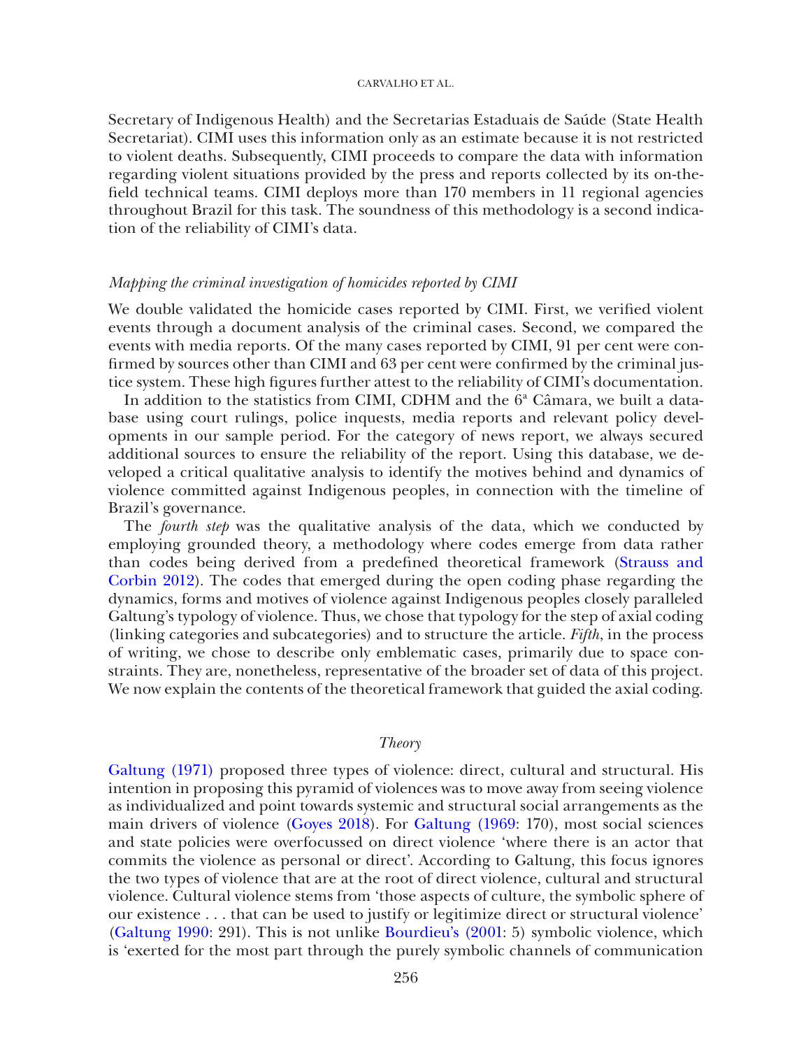Secretary of Indigenous Health) and the Secretarias Estaduais de Saúde (State Health Secretariat). CIMI uses this information only as an estimate because it is not restricted to violent deaths. Subsequently, CIMI proceeds to compare the data with information regarding violent situations provided by the press and reports collected by its on-the-field technical teams. CIMI deploys more than 170 members in 11 regional agencies throughout Brazil for this task. The soundness of this methodology is a second indication of the reliability of CIMI's data.

### *Mapping the criminal investigation of homicides reported by CIMI*

We double validated the homicide cases reported by CIMI. First, we verified violent events through a document analysis of the criminal cases. Second, we compared the events with media reports. Of the many cases reported by CIMI, 91 per cent were confirmed by sources other than CIMI and 63 per cent were confirmed by the criminal justice system. These high figures further attest to the reliability of CIMI's documentation.

In addition to the statistics from CIMI, CDHM and the 6ª Câmara, we built a database using court rulings, police inquests, media reports and relevant policy developments in our sample period. For the category of news report, we always secured additional sources to ensure the reliability of the report. Using this database, we developed a critical qualitative analysis to identify the motives behind and dynamics of violence committed against Indigenous peoples, in connection with the timeline of Brazil's governance.

The *fourth step* was the qualitative analysis of the data, which we conducted by employing grounded theory, a methodology where codes emerge from data rather than codes being derived from a predefined theoretical framework (Strauss and Corbin 2012). The codes that emerged during the open coding phase regarding the dynamics, forms and motives of violence against Indigenous peoples closely paralleled Galtung's typology of violence. Thus, we chose that typology for the step of axial coding (linking categories and subcategories) and to structure the article. *Fifth*, in the process of writing, we chose to describe only emblematic cases, primarily due to space constraints. They are, nonetheless, representative of the broader set of data of this project. We now explain the contents of the theoretical framework that guided the axial coding.

## *Theory*

Galtung (1971) proposed three types of violence: direct, cultural and structural. His intention in proposing this pyramid of violences was to move away from seeing violence as individualized and point towards systemic and structural social arrangements as the main drivers of violence (Goyes 2018). For Galtung (1969: 170), most social sciences and state policies were overfocussed on direct violence 'where there is an actor that commits the violence as personal or direct'. According to Galtung, this focus ignores the two types of violence that are at the root of direct violence, cultural and structural violence. Cultural violence stems from 'those aspects of culture, the symbolic sphere of our existence . . . that can be used to justify or legitimize direct or structural violence' (Galtung 1990: 291). This is not unlike Bourdieu's (2001: 5) symbolic violence, which is 'exerted for the most part through the purely symbolic channels of communication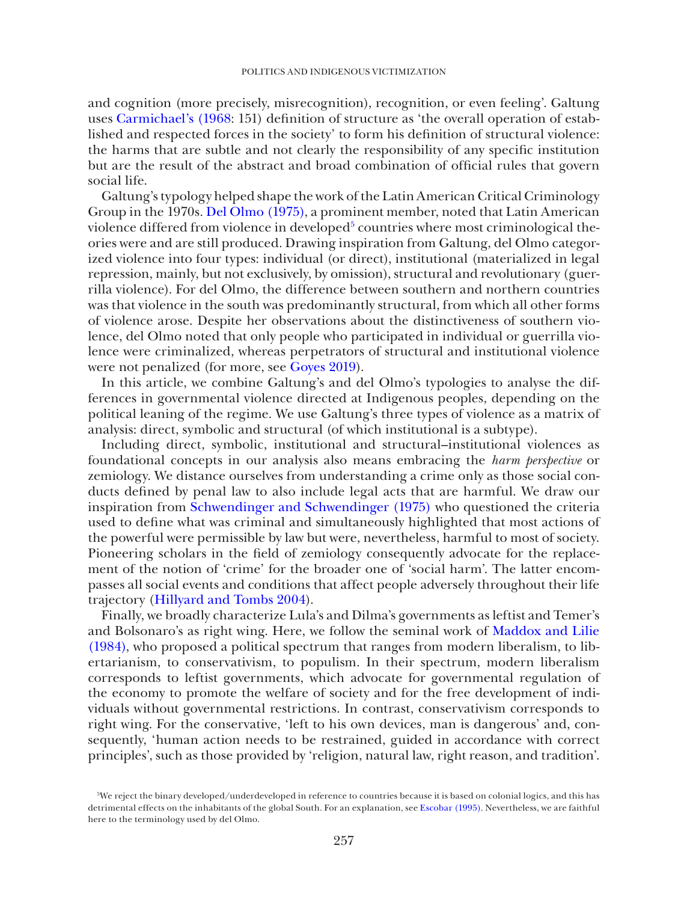and cognition (more precisely, misrecognition), recognition, or even feeling'. Galtung uses Carmichael's (1968: 151) definition of structure as 'the overall operation of established and respected forces in the society' to form his definition of structural violence: the harms that are subtle and not clearly the responsibility of any specific institution but are the result of the abstract and broad combination of official rules that govern social life.

Galtung's typology helped shape the work of the Latin American Critical Criminology Group in the 1970s. Del Olmo (1975), a prominent member, noted that Latin American violence differed from violence in developed[5] countries where most criminological theories were and are still produced. Drawing inspiration from Galtung, del Olmo categorized violence into four types: individual (or direct), institutional (materialized in legal repression, mainly, but not exclusively, by omission), structural and revolutionary (guerrilla violence). For del Olmo, the difference between southern and northern countries was that violence in the south was predominantly structural, from which all other forms of violence arose. Despite her observations about the distinctiveness of southern violence, del Olmo noted that only people who participated in individual or guerrilla violence were criminalized, whereas perpetrators of structural and institutional violence were not penalized (for more, see Goyes 2019).

In this article, we combine Galtung's and del Olmo's typologies to analyse the differences in governmental violence directed at Indigenous peoples, depending on the political leaning of the regime. We use Galtung's three types of violence as a matrix of analysis: direct, symbolic and structural (of which institutional is a subtype).

Including direct, symbolic, institutional and structural–institutional violences as foundational concepts in our analysis also means embracing the *harm perspective* or zemiology. We distance ourselves from understanding a crime only as those social conducts defined by penal law to also include legal acts that are harmful. We draw our inspiration from Schwendinger and Schwendinger (1975) who questioned the criteria used to define what was criminal and simultaneously highlighted that most actions of the powerful were permissible by law but were, nevertheless, harmful to most of society. Pioneering scholars in the field of zemiology consequently advocate for the replacement of the notion of 'crime' for the broader one of 'social harm'. The latter encompasses all social events and conditions that affect people adversely throughout their life trajectory (Hillyard and Tombs 2004).

Finally, we broadly characterize Lula's and Dilma's governments as leftist and Temer's and Bolsonaro's as right wing. Here, we follow the seminal work of Maddox and Lilie (1984), who proposed a political spectrum that ranges from modern liberalism, to libertarianism, to conservativism, to populism. In their spectrum, modern liberalism corresponds to leftist governments, which advocate for governmental regulation of the economy to promote the welfare of society and for the free development of individuals without governmental restrictions. In contrast, conservativism corresponds to right wing. For the conservative, 'left to his own devices, man is dangerous' and, consequently, 'human action needs to be restrained, guided in accordance with correct principles', such as those provided by 'religion, natural law, right reason, and tradition'.

[5] We reject the binary developed/underdeveloped in reference to countries because it is based on colonial logics, and this has detrimental effects on the inhabitants of the global South. For an explanation, see Escobar (1995). Nevertheless, we are faithful here to the terminology used by del Olmo.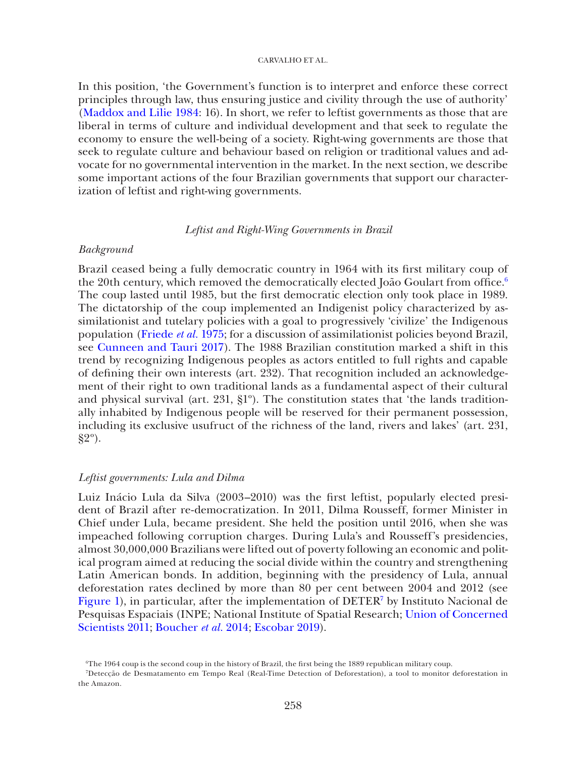In this position, 'the Government's function is to interpret and enforce these correct principles through law, thus ensuring justice and civility through the use of authority' (Maddox and Lilie 1984: 16). In short, we refer to leftist governments as those that are liberal in terms of culture and individual development and that seek to regulate the economy to ensure the well-being of a society. Right-wing governments are those that seek to regulate culture and behaviour based on religion or traditional values and advocate for no governmental intervention in the market. In the next section, we describe some important actions of the four Brazilian governments that support our characterization of leftist and right-wing governments.

## *Leftist and Right-Wing Governments in Brazil*

### *Background*

Brazil ceased being a fully democratic country in 1964 with its first military coup of the 20th century, which removed the democratically elected João Goulart from office.[6] The coup lasted until 1985, but the first democratic election only took place in 1989. The dictatorship of the coup implemented an Indigenist policy characterized by assimilationist and tutelary policies with a goal to progressively 'civilize' the Indigenous population (Friede *et al.* 1975; for a discussion of assimilationist policies beyond Brazil, see Cunneen and Tauri 2017). The 1988 Brazilian constitution marked a shift in this trend by recognizing Indigenous peoples as actors entitled to full rights and capable of defining their own interests (art. 232). That recognition included an acknowledgement of their right to own traditional lands as a fundamental aspect of their cultural and physical survival (art. 231, §1º). The constitution states that 'the lands traditionally inhabited by Indigenous people will be reserved for their permanent possession, including its exclusive usufruct of the richness of the land, rivers and lakes' (art. 231, §2º).

### *Leftist governments: Lula and Dilma*

Luiz Inácio Lula da Silva (2003–2010) was the first leftist, popularly elected president of Brazil after re-democratization. In 2011, Dilma Rousseff, former Minister in Chief under Lula, became president. She held the position until 2016, when she was impeached following corruption charges. During Lula's and Rousseff's presidencies, almost 30,000,000 Brazilians were lifted out of poverty following an economic and political program aimed at reducing the social divide within the country and strengthening Latin American bonds. In addition, beginning with the presidency of Lula, annual deforestation rates declined by more than 80 per cent between 2004 and 2012 (see Figure 1), in particular, after the implementation of DETER[7] by Instituto Nacional de Pesquisas Espaciais (INPE; National Institute of Spatial Research; Union of Concerned Scientists 2011; Boucher *et al.* 2014; Escobar 2019).

[6] The 1964 coup is the second coup in the history of Brazil, the first being the 1889 republican military coup.

[7] Detecção de Desmatamento em Tempo Real (Real-Time Detection of Deforestation), a tool to monitor deforestation in the Amazon.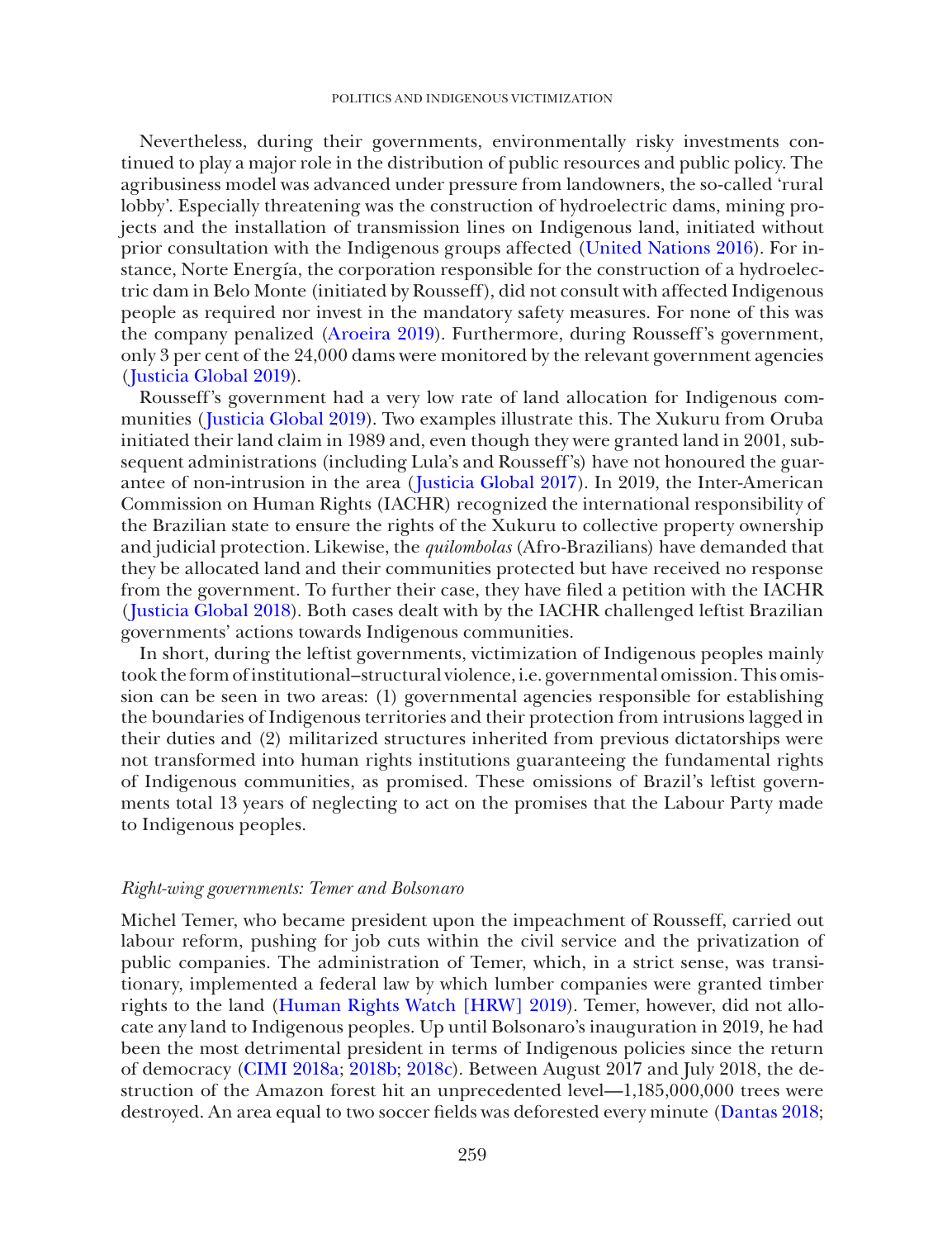Nevertheless, during their governments, environmentally risky investments continued to play a major role in the distribution of public resources and public policy. The agribusiness model was advanced under pressure from landowners, the so-called 'rural lobby'. Especially threatening was the construction of hydroelectric dams, mining projects and the installation of transmission lines on Indigenous land, initiated without prior consultation with the Indigenous groups affected (United Nations 2016). For instance, Norte Energía, the corporation responsible for the construction of a hydroelectric dam in Belo Monte (initiated by Rousseff), did not consult with affected Indigenous people as required nor invest in the mandatory safety measures. For none of this was the company penalized (Aroeira 2019). Furthermore, during Rousseff's government, only 3 per cent of the 24,000 dams were monitored by the relevant government agencies (Justicia Global 2019).

Rousseff's government had a very low rate of land allocation for Indigenous communities (Justicia Global 2019). Two examples illustrate this. The Xukuru from Oruba initiated their land claim in 1989 and, even though they were granted land in 2001, subsequent administrations (including Lula's and Rousseff's) have not honoured the guarantee of non-intrusion in the area (Justicia Global 2017). In 2019, the Inter-American Commission on Human Rights (IACHR) recognized the international responsibility of the Brazilian state to ensure the rights of the Xukuru to collective property ownership and judicial protection. Likewise, the *quilombolas* (Afro-Brazilians) have demanded that they be allocated land and their communities protected but have received no response from the government. To further their case, they have filed a petition with the IACHR (Justicia Global 2018). Both cases dealt with by the IACHR challenged leftist Brazilian governments' actions towards Indigenous communities.

In short, during the leftist governments, victimization of Indigenous peoples mainly took the form of institutional–structural violence, i.e. governmental omission. This omission can be seen in two areas: (1) governmental agencies responsible for establishing the boundaries of Indigenous territories and their protection from intrusions lagged in their duties and (2) militarized structures inherited from previous dictatorships were not transformed into human rights institutions guaranteeing the fundamental rights of Indigenous communities, as promised. These omissions of Brazil's leftist governments total 13 years of neglecting to act on the promises that the Labour Party made to Indigenous peoples.

### *Right-wing governments: Temer and Bolsonaro*

Michel Temer, who became president upon the impeachment of Rousseff, carried out labour reform, pushing for job cuts within the civil service and the privatization of public companies. The administration of Temer, which, in a strict sense, was transitionary, implemented a federal law by which lumber companies were granted timber rights to the land (Human Rights Watch [HRW] 2019). Temer, however, did not allocate any land to Indigenous peoples. Up until Bolsonaro's inauguration in 2019, he had been the most detrimental president in terms of Indigenous policies since the return of democracy (CIMI 2018a; 2018b; 2018c). Between August 2017 and July 2018, the destruction of the Amazon forest hit an unprecedented level—1,185,000,000 trees were destroyed. An area equal to two soccer fields was deforested every minute (Dantas 2018;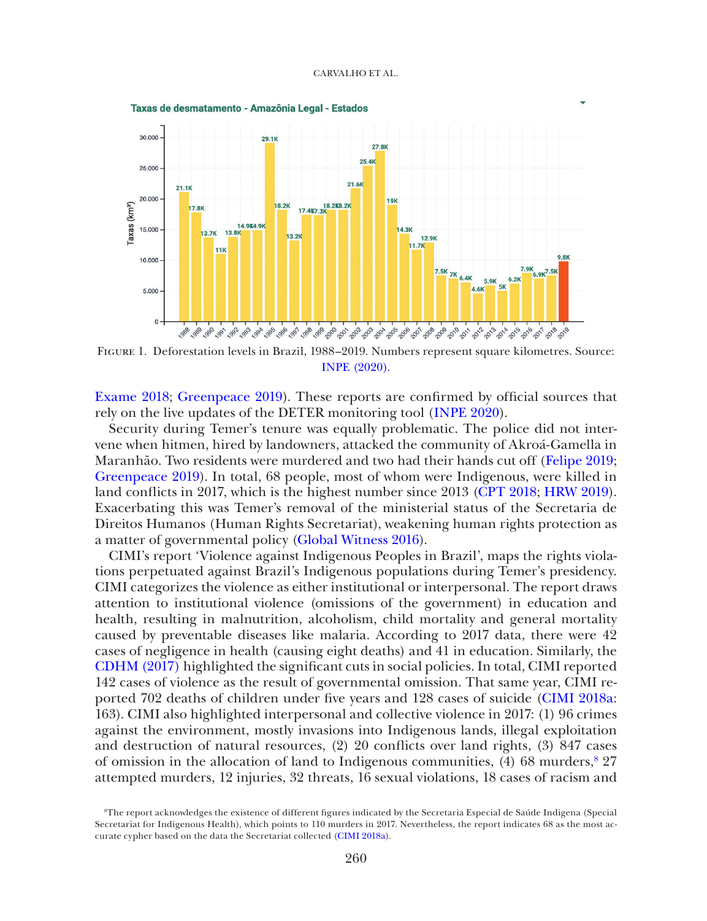FIGURE 1. Deforestation levels in Brazil, 1988–2019. Numbers represent square kilometres. Source: INPE (2020).

Exame 2018; Greenpeace 2019). These reports are confirmed by official sources that rely on the live updates of the DETER monitoring tool (INPE 2020).

Security during Temer's tenure was equally problematic. The police did not intervene when hitmen, hired by landowners, attacked the community of Akroá-Gamella in Maranhão. Two residents were murdered and two had their hands cut off (Felipe 2019; Greenpeace 2019). In total, 68 people, most of whom were Indigenous, were killed in land conflicts in 2017, which is the highest number since 2013 (CPT 2018; HRW 2019). Exacerbating this was Temer's removal of the ministerial status of the Secretaria de Direitos Humanos (Human Rights Secretariat), weakening human rights protection as a matter of governmental policy (Global Witness 2016).

CIMI's report 'Violence against Indigenous Peoples in Brazil', maps the rights violations perpetuated against Brazil's Indigenous populations during Temer's presidency. CIMI categorizes the violence as either institutional or interpersonal. The report draws attention to institutional violence (omissions of the government) in education and health, resulting in malnutrition, alcoholism, child mortality and general mortality caused by preventable diseases like malaria. According to 2017 data, there were 42 cases of negligence in health (causing eight deaths) and 41 in education. Similarly, the CDHM (2017) highlighted the significant cuts in social policies. In total, CIMI reported 142 cases of violence as the result of governmental omission. That same year, CIMI reported 702 deaths of children under five years and 128 cases of suicide (CIMI 2018a: 163). CIMI also highlighted interpersonal and collective violence in 2017: (1) 96 crimes against the environment, mostly invasions into Indigenous lands, illegal exploitation and destruction of natural resources, (2) 20 conflicts over land rights, (3) 847 cases of omission in the allocation of land to Indigenous communities, (4) 68 murders,[8] 27 attempted murders, 12 injuries, 32 threats, 16 sexual violations, 18 cases of racism and

[8]The report acknowledges the existence of different figures indicated by the Secretaria Especial de Saúde Indigena (Special Secretariat for Indigenous Health), which points to 110 murders in 2017. Nevertheless, the report indicates 68 as the most accurate cypher based on the data the Secretariat collected (CIMI 2018a).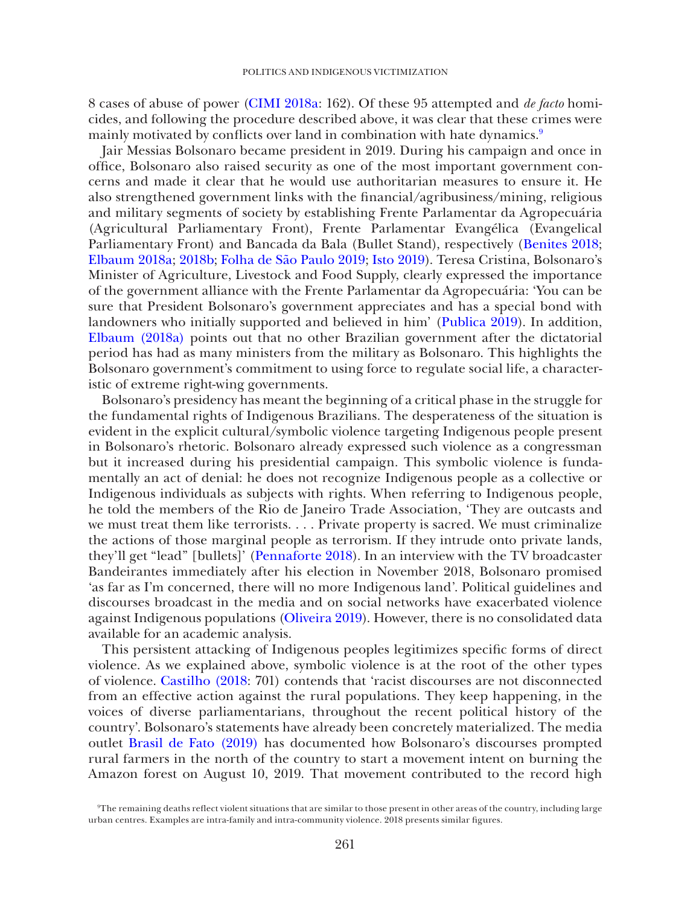8 cases of abuse of power (CIMI 2018a: 162). Of these 95 attempted and *de facto* homicides, and following the procedure described above, it was clear that these crimes were mainly motivated by conflicts over land in combination with hate dynamics.[9]

Jair Messias Bolsonaro became president in 2019. During his campaign and once in office, Bolsonaro also raised security as one of the most important government concerns and made it clear that he would use authoritarian measures to ensure it. He also strengthened government links with the financial/agribusiness/mining, religious and military segments of society by establishing Frente Parlamentar da Agropecuária (Agricultural Parliamentary Front), Frente Parlamentar Evangélica (Evangelical Parliamentary Front) and Bancada da Bala (Bullet Stand), respectively (Benites 2018; Elbaum 2018a; 2018b; Folha de São Paulo 2019; Isto 2019). Teresa Cristina, Bolsonaro's Minister of Agriculture, Livestock and Food Supply, clearly expressed the importance of the government alliance with the Frente Parlamentar da Agropecuária: 'You can be sure that President Bolsonaro's government appreciates and has a special bond with landowners who initially supported and believed in him' (Publica 2019). In addition, Elbaum (2018a) points out that no other Brazilian government after the dictatorial period has had as many ministers from the military as Bolsonaro. This highlights the Bolsonaro government's commitment to using force to regulate social life, a characteristic of extreme right-wing governments.

Bolsonaro's presidency has meant the beginning of a critical phase in the struggle for the fundamental rights of Indigenous Brazilians. The desperateness of the situation is evident in the explicit cultural/symbolic violence targeting Indigenous people present in Bolsonaro's rhetoric. Bolsonaro already expressed such violence as a congressman but it increased during his presidential campaign. This symbolic violence is fundamentally an act of denial: he does not recognize Indigenous people as a collective or Indigenous individuals as subjects with rights. When referring to Indigenous people, he told the members of the Rio de Janeiro Trade Association, 'They are outcasts and we must treat them like terrorists. . . . Private property is sacred. We must criminalize the actions of those marginal people as terrorism. If they intrude onto private lands, they'll get "lead" [bullets]' (Pennaforte 2018). In an interview with the TV broadcaster Bandeirantes immediately after his election in November 2018, Bolsonaro promised 'as far as I'm concerned, there will no more Indigenous land'. Political guidelines and discourses broadcast in the media and on social networks have exacerbated violence against Indigenous populations (Oliveira 2019). However, there is no consolidated data available for an academic analysis.

This persistent attacking of Indigenous peoples legitimizes specific forms of direct violence. As we explained above, symbolic violence is at the root of the other types of violence. Castilho (2018: 701) contends that 'racist discourses are not disconnected from an effective action against the rural populations. They keep happening, in the voices of diverse parliamentarians, throughout the recent political history of the country'. Bolsonaro's statements have already been concretely materialized. The media outlet Brasil de Fato (2019) has documented how Bolsonaro's discourses prompted rural farmers in the north of the country to start a movement intent on burning the Amazon forest on August 10, 2019. That movement contributed to the record high

[9] The remaining deaths reflect violent situations that are similar to those present in other areas of the country, including large urban centres. Examples are intra-family and intra-community violence. 2018 presents similar figures.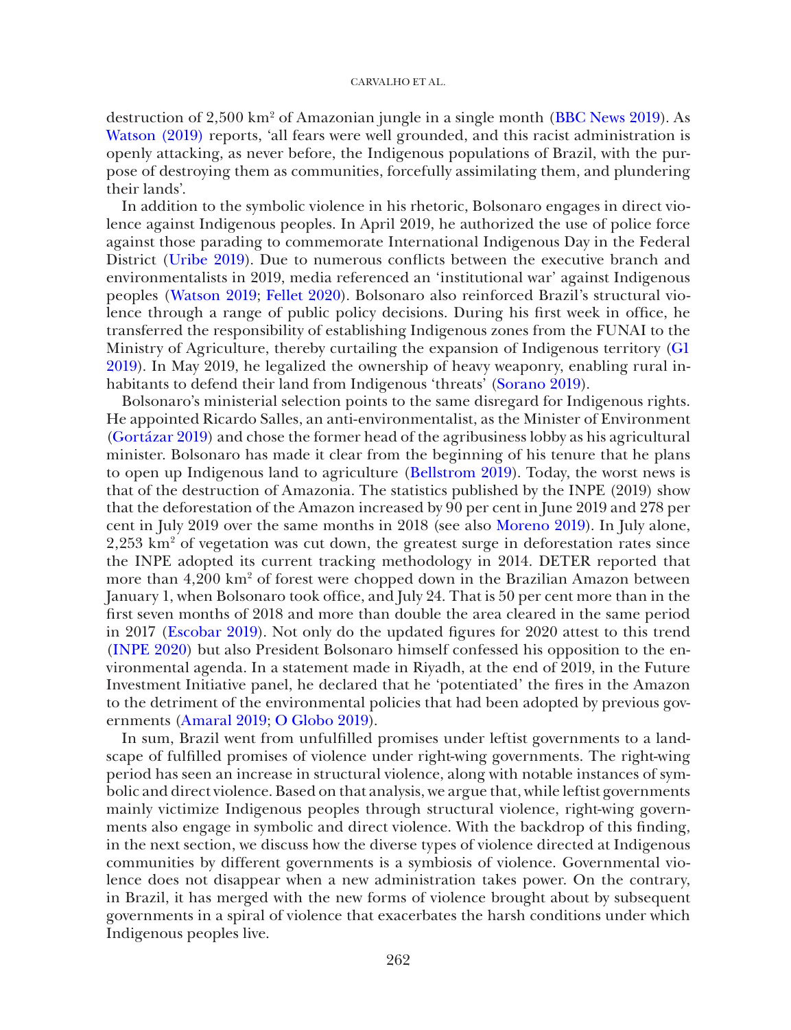destruction of 2,500 km$^2$ of Amazonian jungle in a single month (BBC News 2019). As Watson (2019) reports, 'all fears were well grounded, and this racist administration is openly attacking, as never before, the Indigenous populations of Brazil, with the purpose of destroying them as communities, forcefully assimilating them, and plundering their lands'.

In addition to the symbolic violence in his rhetoric, Bolsonaro engages in direct violence against Indigenous peoples. In April 2019, he authorized the use of police force against those parading to commemorate International Indigenous Day in the Federal District (Uribe 2019). Due to numerous conflicts between the executive branch and environmentalists in 2019, media referenced an 'institutional war' against Indigenous peoples (Watson 2019; Fellet 2020). Bolsonaro also reinforced Brazil's structural violence through a range of public policy decisions. During his first week in office, he transferred the responsibility of establishing Indigenous zones from the FUNAI to the Ministry of Agriculture, thereby curtailing the expansion of Indigenous territory (G1 2019). In May 2019, he legalized the ownership of heavy weaponry, enabling rural inhabitants to defend their land from Indigenous 'threats' (Sorano 2019).

Bolsonaro's ministerial selection points to the same disregard for Indigenous rights. He appointed Ricardo Salles, an anti-environmentalist, as the Minister of Environment (Gortázar 2019) and chose the former head of the agribusiness lobby as his agricultural minister. Bolsonaro has made it clear from the beginning of his tenure that he plans to open up Indigenous land to agriculture (Bellstrom 2019). Today, the worst news is that of the destruction of Amazonia. The statistics published by the INPE (2019) show that the deforestation of the Amazon increased by 90 per cent in June 2019 and 278 per cent in July 2019 over the same months in 2018 (see also Moreno 2019). In July alone, 2,253 km$^2$ of vegetation was cut down, the greatest surge in deforestation rates since the INPE adopted its current tracking methodology in 2014. DETER reported that more than 4,200 km$^2$ of forest were chopped down in the Brazilian Amazon between January 1, when Bolsonaro took office, and July 24. That is 50 per cent more than in the first seven months of 2018 and more than double the area cleared in the same period in 2017 (Escobar 2019). Not only do the updated figures for 2020 attest to this trend (INPE 2020) but also President Bolsonaro himself confessed his opposition to the environmental agenda. In a statement made in Riyadh, at the end of 2019, in the Future Investment Initiative panel, he declared that he 'potentiated' the fires in the Amazon to the detriment of the environmental policies that had been adopted by previous governments (Amaral 2019; O Globo 2019).

In sum, Brazil went from unfulfilled promises under leftist governments to a landscape of fulfilled promises of violence under right-wing governments. The right-wing period has seen an increase in structural violence, along with notable instances of symbolic and direct violence. Based on that analysis, we argue that, while leftist governments mainly victimize Indigenous peoples through structural violence, right-wing governments also engage in symbolic and direct violence. With the backdrop of this finding, in the next section, we discuss how the diverse types of violence directed at Indigenous communities by different governments is a symbiosis of violence. Governmental violence does not disappear when a new administration takes power. On the contrary, in Brazil, it has merged with the new forms of violence brought about by subsequent governments in a spiral of violence that exacerbates the harsh conditions under which Indigenous peoples live.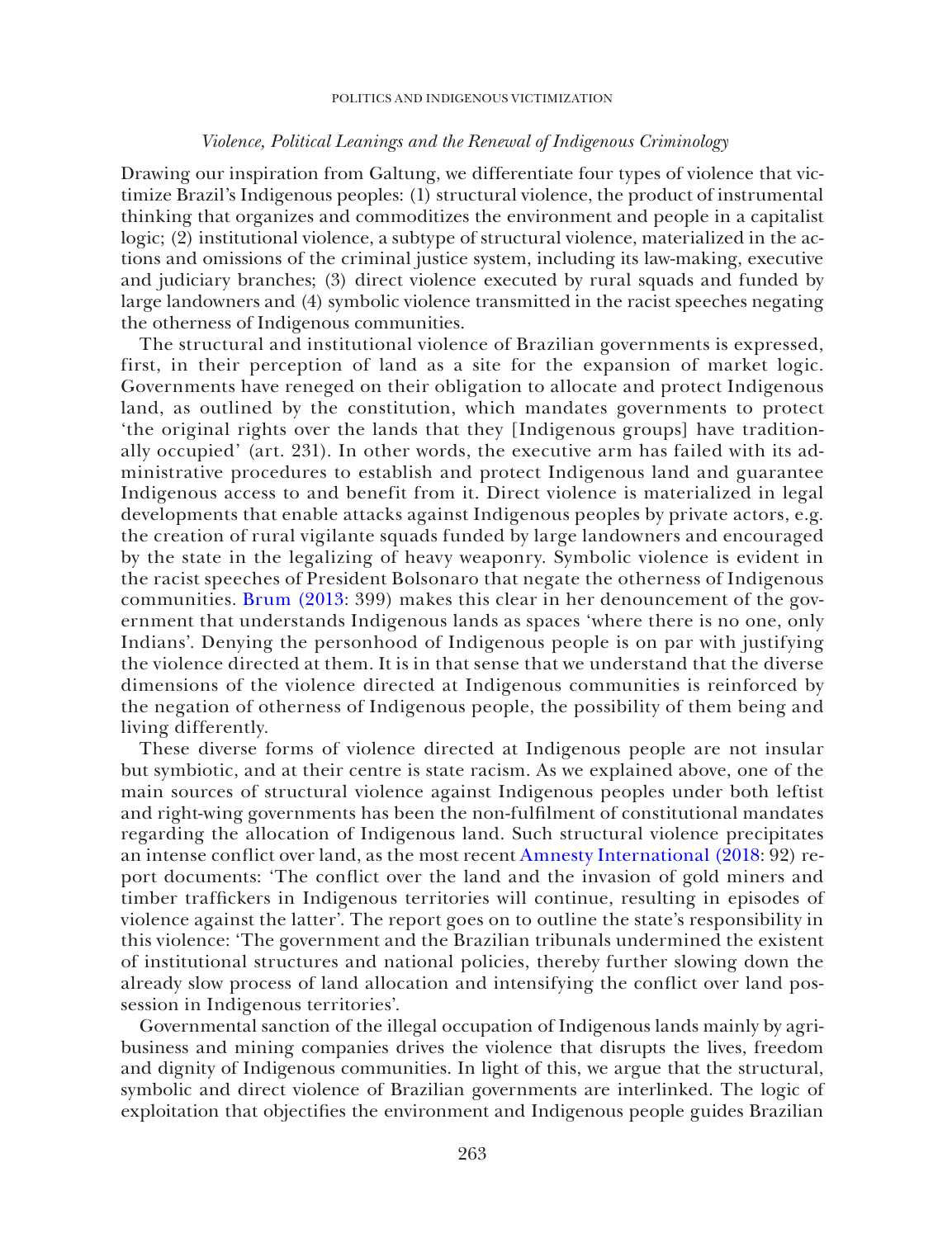### *Violence, Political Leanings and the Renewal of Indigenous Criminology*

Drawing our inspiration from Galtung, we differentiate four types of violence that victimize Brazil's Indigenous peoples: (1) structural violence, the product of instrumental thinking that organizes and commoditizes the environment and people in a capitalist logic; (2) institutional violence, a subtype of structural violence, materialized in the actions and omissions of the criminal justice system, including its law-making, executive and judiciary branches; (3) direct violence executed by rural squads and funded by large landowners and (4) symbolic violence transmitted in the racist speeches negating the otherness of Indigenous communities.

The structural and institutional violence of Brazilian governments is expressed, first, in their perception of land as a site for the expansion of market logic. Governments have reneged on their obligation to allocate and protect Indigenous land, as outlined by the constitution, which mandates governments to protect 'the original rights over the lands that they [Indigenous groups] have traditionally occupied' (art. 231). In other words, the executive arm has failed with its administrative procedures to establish and protect Indigenous land and guarantee Indigenous access to and benefit from it. Direct violence is materialized in legal developments that enable attacks against Indigenous peoples by private actors, e.g. the creation of rural vigilante squads funded by large landowners and encouraged by the state in the legalizing of heavy weaponry. Symbolic violence is evident in the racist speeches of President Bolsonaro that negate the otherness of Indigenous communities. Brum (2013: 399) makes this clear in her denouncement of the government that understands Indigenous lands as spaces 'where there is no one, only Indians'. Denying the personhood of Indigenous people is on par with justifying the violence directed at them. It is in that sense that we understand that the diverse dimensions of the violence directed at Indigenous communities is reinforced by the negation of otherness of Indigenous people, the possibility of them being and living differently.

These diverse forms of violence directed at Indigenous people are not insular but symbiotic, and at their centre is state racism. As we explained above, one of the main sources of structural violence against Indigenous peoples under both leftist and right-wing governments has been the non-fulfilment of constitutional mandates regarding the allocation of Indigenous land. Such structural violence precipitates an intense conflict over land, as the most recent Amnesty International (2018: 92) report documents: 'The conflict over the land and the invasion of gold miners and timber traffickers in Indigenous territories will continue, resulting in episodes of violence against the latter'. The report goes on to outline the state's responsibility in this violence: 'The government and the Brazilian tribunals undermined the existent of institutional structures and national policies, thereby further slowing down the already slow process of land allocation and intensifying the conflict over land possession in Indigenous territories'.

Governmental sanction of the illegal occupation of Indigenous lands mainly by agribusiness and mining companies drives the violence that disrupts the lives, freedom and dignity of Indigenous communities. In light of this, we argue that the structural, symbolic and direct violence of Brazilian governments are interlinked. The logic of exploitation that objectifies the environment and Indigenous people guides Brazilian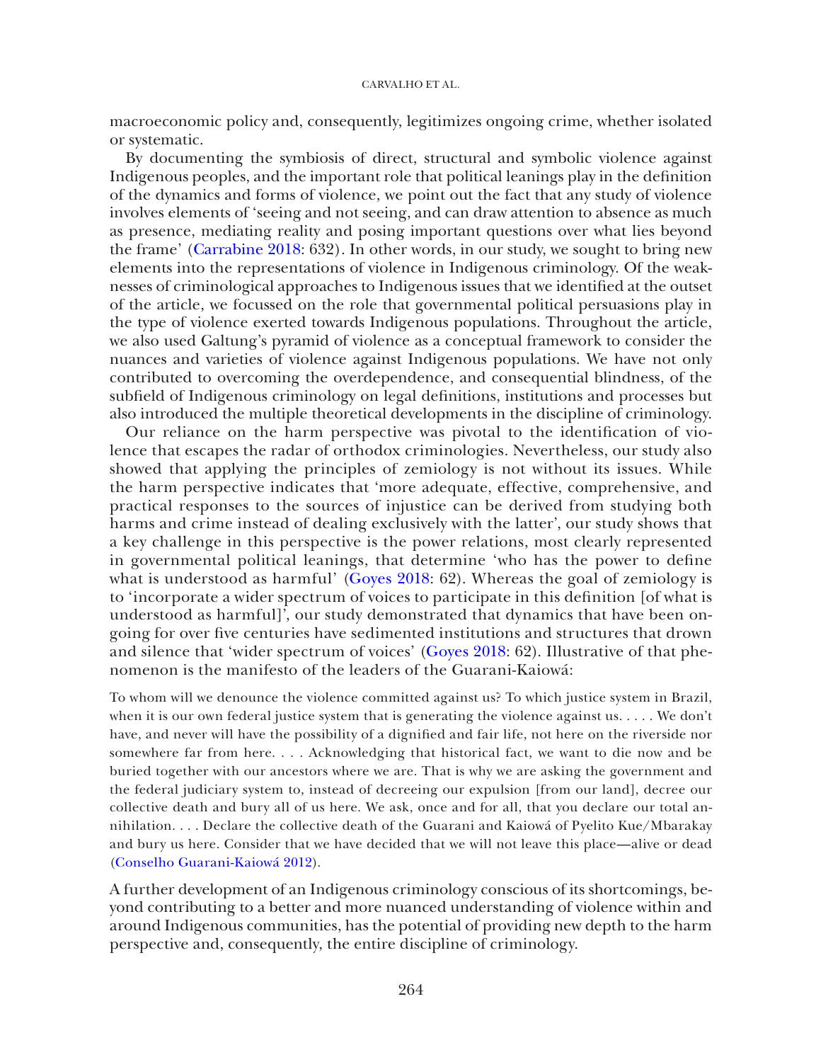macroeconomic policy and, consequently, legitimizes ongoing crime, whether isolated or systematic.

By documenting the symbiosis of direct, structural and symbolic violence against Indigenous peoples, and the important role that political leanings play in the definition of the dynamics and forms of violence, we point out the fact that any study of violence involves elements of 'seeing and not seeing, and can draw attention to absence as much as presence, mediating reality and posing important questions over what lies beyond the frame' (Carrabine 2018: 632). In other words, in our study, we sought to bring new elements into the representations of violence in Indigenous criminology. Of the weaknesses of criminological approaches to Indigenous issues that we identified at the outset of the article, we focussed on the role that governmental political persuasions play in the type of violence exerted towards Indigenous populations. Throughout the article, we also used Galtung's pyramid of violence as a conceptual framework to consider the nuances and varieties of violence against Indigenous populations. We have not only contributed to overcoming the overdependence, and consequential blindness, of the subfield of Indigenous criminology on legal definitions, institutions and processes but also introduced the multiple theoretical developments in the discipline of criminology.

Our reliance on the harm perspective was pivotal to the identification of violence that escapes the radar of orthodox criminologies. Nevertheless, our study also showed that applying the principles of zemiology is not without its issues. While the harm perspective indicates that 'more adequate, effective, comprehensive, and practical responses to the sources of injustice can be derived from studying both harms and crime instead of dealing exclusively with the latter', our study shows that a key challenge in this perspective is the power relations, most clearly represented in governmental political leanings, that determine 'who has the power to define what is understood as harmful' (Goyes 2018: 62). Whereas the goal of zemiology is to 'incorporate a wider spectrum of voices to participate in this definition [of what is understood as harmful]', our study demonstrated that dynamics that have been ongoing for over five centuries have sedimented institutions and structures that drown and silence that 'wider spectrum of voices' (Goyes 2018: 62). Illustrative of that phenomenon is the manifesto of the leaders of the Guarani-Kaiowá:

> To whom will we denounce the violence committed against us? To which justice system in Brazil, when it is our own federal justice system that is generating the violence against us. . . . . We don't have, and never will have the possibility of a dignified and fair life, not here on the riverside nor somewhere far from here. . . . Acknowledging that historical fact, we want to die now and be buried together with our ancestors where we are. That is why we are asking the government and the federal judiciary system to, instead of decreeing our expulsion [from our land], decree our collective death and bury all of us here. We ask, once and for all, that you declare our total annihilation. . . . Declare the collective death of the Guarani and Kaiowá of Pyelito Kue/Mbarakay and bury us here. Consider that we have decided that we will not leave this place—alive or dead (Conselho Guarani-Kaiowá 2012).

A further development of an Indigenous criminology conscious of its shortcomings, beyond contributing to a better and more nuanced understanding of violence within and around Indigenous communities, has the potential of providing new depth to the harm perspective and, consequently, the entire discipline of criminology.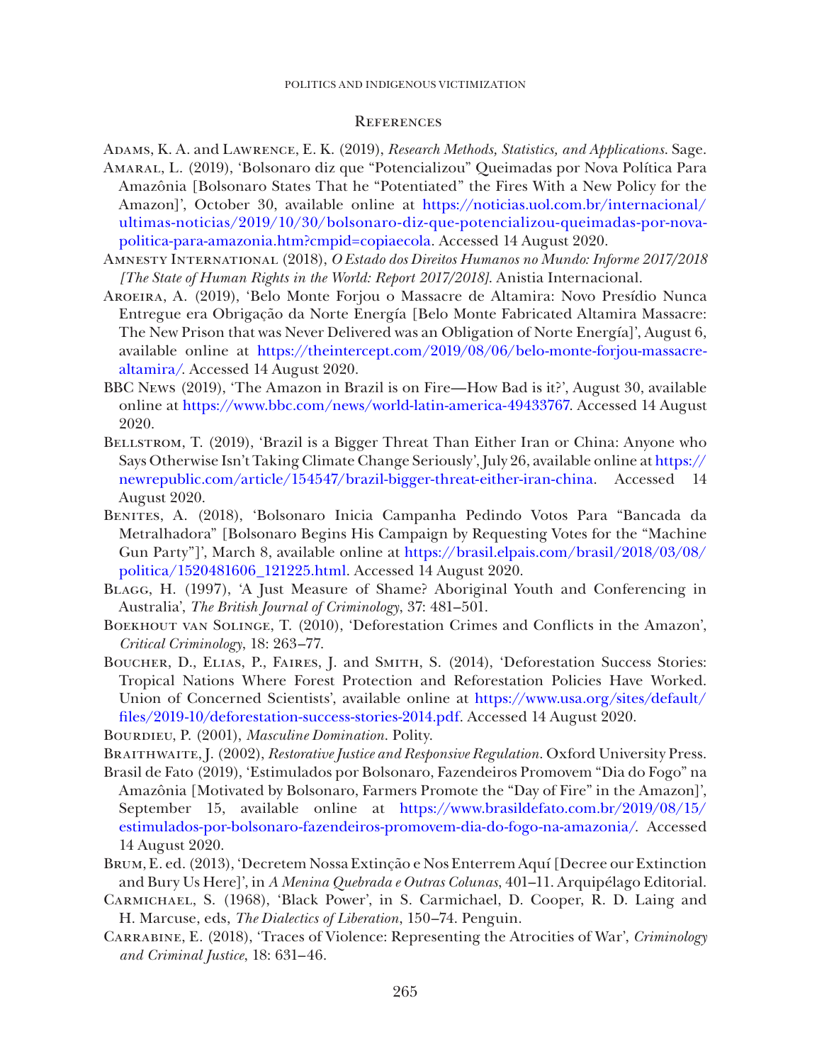## References

Adams, K. A. and Lawrence, E. K. (2019), *Research Methods, Statistics, and Applications*. Sage.

Amaral, L. (2019), 'Bolsonaro diz que "Potencializou" Queimadas por Nova Política Para Amazônia [Bolsonaro States That he "Potentiated" the Fires With a New Policy for the Amazon]', October 30, available online at https://noticias.uol.com.br/internacional/ultimas-noticias/2019/10/30/bolsonaro-diz-que-potencializou-queimadas-por-nova-politica-para-amazonia.htm?cmpid=copiaecola. Accessed 14 August 2020.

Amnesty International (2018), *O Estado dos Direitos Humanos no Mundo: Informe 2017/2018 [The State of Human Rights in the World: Report 2017/2018]*. Anistia Internacional.

Aroeira, A. (2019), 'Belo Monte Forjou o Massacre de Altamira: Novo Presídio Nunca Entregue era Obrigação da Norte Energía [Belo Monte Fabricated Altamira Massacre: The New Prison that was Never Delivered was an Obligation of Norte Energía]', August 6, available online at https://theintercept.com/2019/08/06/belo-monte-forjou-massacre-altamira/. Accessed 14 August 2020.

BBC News (2019), 'The Amazon in Brazil is on Fire—How Bad is it?', August 30, available online at https://www.bbc.com/news/world-latin-america-49433767. Accessed 14 August 2020.

Bellstrom, T. (2019), 'Brazil is a Bigger Threat Than Either Iran or China: Anyone who Says Otherwise Isn't Taking Climate Change Seriously', July 26, available online at https://newrepublic.com/article/154547/brazil-bigger-threat-either-iran-china. Accessed 14 August 2020.

Benites, A. (2018), 'Bolsonaro Inicia Campanha Pedindo Votos Para "Bancada da Metralhadora" [Bolsonaro Begins His Campaign by Requesting Votes for the "Machine Gun Party"]', March 8, available online at https://brasil.elpais.com/brasil/2018/03/08/politica/1520481606_121225.html. Accessed 14 August 2020.

Blagg, H. (1997), 'A Just Measure of Shame? Aboriginal Youth and Conferencing in Australia', *The British Journal of Criminology*, 37: 481–501.

Boekhout van Solinge, T. (2010), 'Deforestation Crimes and Conflicts in the Amazon', *Critical Criminology*, 18: 263–77.

Boucher, D., Elias, P., Faires, J. and Smith, S. (2014), 'Deforestation Success Stories: Tropical Nations Where Forest Protection and Reforestation Policies Have Worked. Union of Concerned Scientists', available online at https://www.usa.org/sites/default/files/2019-10/deforestation-success-stories-2014.pdf. Accessed 14 August 2020.

Bourdieu, P. (2001), *Masculine Domination*. Polity.

Braithwaite, J. (2002), *Restorative Justice and Responsive Regulation*. Oxford University Press.

Brasil de Fato (2019), 'Estimulados por Bolsonaro, Fazendeiros Promovem "Dia do Fogo" na Amazônia [Motivated by Bolsonaro, Farmers Promote the "Day of Fire" in the Amazon]', September 15, available online at https://www.brasildefato.com.br/2019/08/15/estimulados-por-bolsonaro-fazendeiros-promovem-dia-do-fogo-na-amazonia/. Accessed 14 August 2020.

Brum, E. ed. (2013), 'Decretem Nossa Extinção e Nos Enterrem Aquí [Decree our Extinction and Bury Us Here]', in *A Menina Quebrada e Outras Colunas*, 401–11. Arquipélago Editorial.

Carmichael, S. (1968), 'Black Power', in S. Carmichael, D. Cooper, R. D. Laing and H. Marcuse, eds, *The Dialectics of Liberation*, 150–74. Penguin.

Carrabine, E. (2018), 'Traces of Violence: Representing the Atrocities of War', *Criminology and Criminal Justice*, 18: 631–46.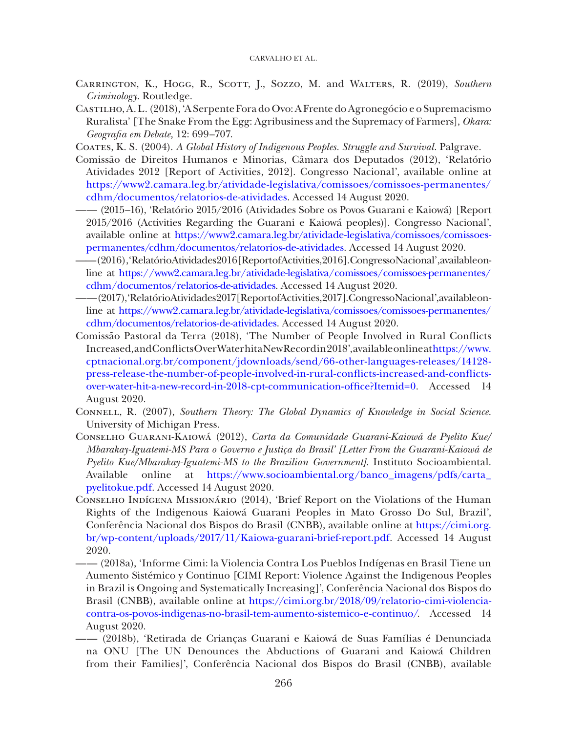Carrington, K., Hogg, R., Scott, J., Sozzo, M. and Walters, R. (2019), *Southern Criminology*. Routledge.

Castilho, A. L. (2018), 'A Serpente Fora do Ovo: A Frente do Agronegócio e o Supremacismo Ruralista' [The Snake From the Egg: Agribusiness and the Supremacy of Farmers], *Okara: Geografia em Debate,* 12: 699–707.

Coates, K. S. (2004). *A Global History of Indigenous Peoples. Struggle and Survival*. Palgrave.

Comissão de Direitos Humanos e Minorias, Câmara dos Deputados (2012), 'Relatório Atividades 2012 [Report of Activities, 2012]. Congresso Nacional', available online at https://www2.camara.leg.br/atividade-legislativa/comissoes/comissoes-permanentes/cdhm/documentos/relatorios-de-atividades. Accessed 14 August 2020.

—— (2015–16), 'Relatório 2015/2016 (Atividades Sobre os Povos Guarani e Kaiowá) [Report 2015/2016 (Activities Regarding the Guarani e Kaiowá peoples)]. Congresso Nacional', available online at https://www2.camara.leg.br/atividade-legislativa/comissoes/comissoes-permanentes/cdhm/documentos/relatorios-de-atividades. Accessed 14 August 2020.

—— (2016), 'Relatório Atividades 2016 [Report of Activities, 2016]. Congresso Nacional', available online at https://www2.camara.leg.br/atividade-legislativa/comissoes/comissoes-permanentes/cdhm/documentos/relatorios-de-atividades. Accessed 14 August 2020.

—— (2017), 'Relatório Atividades 2017 [Report of Activities, 2017]. Congresso Nacional', available online at https://www2.camara.leg.br/atividade-legislativa/comissoes/comissoes-permanentes/cdhm/documentos/relatorios-de-atividades. Accessed 14 August 2020.

Comissão Pastoral da Terra (2018), 'The Number of People Involved in Rural Conflicts Increased, and Conflicts Over Water hit a New Record in 2018', available online at https://www.cptnacional.org.br/component/jdownloads/send/66-other-languages-releases/14128-press-release-the-number-of-people-involved-in-rural-conflicts-increased-and-conflicts-over-water-hit-a-new-record-in-2018-cpt-communication-office?Itemid=0. Accessed 14 August 2020.

Connell, R. (2007), *Southern Theory: The Global Dynamics of Knowledge in Social Science*. University of Michigan Press.

Conselho Guarani-Kaiowá (2012), *Carta da Comunidade Guarani-Kaiowá de Pyelito Kue/Mbarakay-Iguatemi-MS Para o Governo e Justiça do Brasil' [Letter From the Guarani-Kaiowá de Pyelito Kue/Mbarakay-Iguatemi-MS to the Brazilian Government]*. Instituto Socioambiental. Available online at https://www.socioambiental.org/banco_imagens/pdfs/carta_pyelitokue.pdf. Accessed 14 August 2020.

Conselho Indígena Missionário (2014), 'Brief Report on the Violations of the Human Rights of the Indigenous Kaiowá Guarani Peoples in Mato Grosso Do Sul, Brazil', Conferência Nacional dos Bispos do Brasil (CNBB), available online at https://cimi.org.br/wp-content/uploads/2017/11/Kaiowa-guarani-brief-report.pdf. Accessed 14 August 2020.

—— (2018a), 'Informe Cimi: la Violencia Contra Los Pueblos Indígenas en Brasil Tiene un Aumento Sistémico y Continuo [CIMI Report: Violence Against the Indigenous Peoples in Brazil is Ongoing and Systematically Increasing]', Conferência Nacional dos Bispos do Brasil (CNBB), available online at https://cimi.org.br/2018/09/relatorio-cimi-violencia-contra-os-povos-indigenas-no-brasil-tem-aumento-sistemico-e-continuo/. Accessed 14 August 2020.

—— (2018b), 'Retirada de Crianças Guarani e Kaiowá de Suas Famílias é Denunciada na ONU [The UN Denounces the Abductions of Guarani and Kaiowá Children from their Families]', Conferência Nacional dos Bispos do Brasil (CNBB), available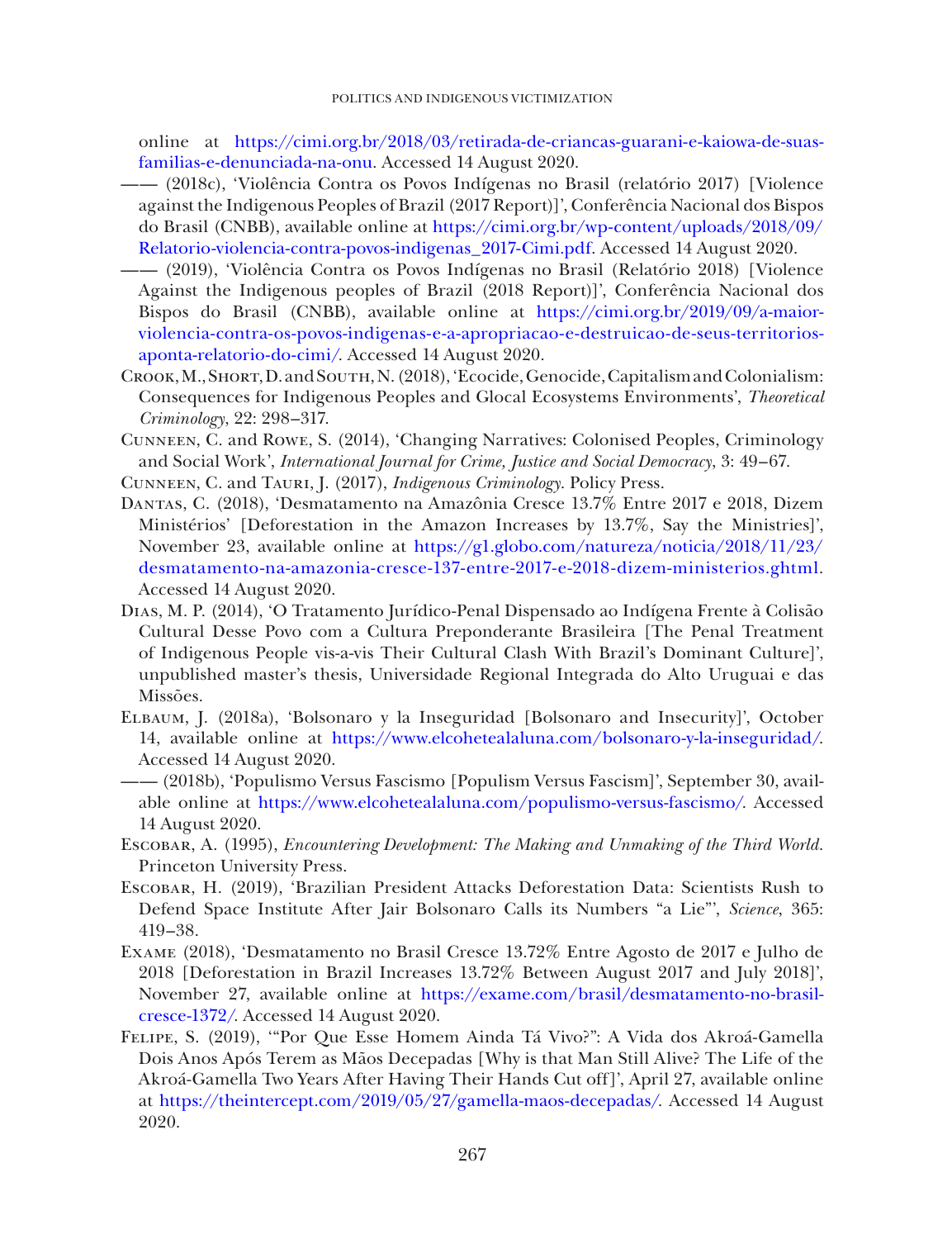online at https://cimi.org.br/2018/03/retirada-de-criancas-guarani-e-kaiowa-de-suas-familias-e-denunciada-na-onu. Accessed 14 August 2020.

—— (2018c), 'Violência Contra os Povos Indígenas no Brasil (relatório 2017) [Violence against the Indigenous Peoples of Brazil (2017 Report)]', Conferência Nacional dos Bispos do Brasil (CNBB), available online at https://cimi.org.br/wp-content/uploads/2018/09/Relatorio-violencia-contra-povos-indigenas_2017-Cimi.pdf. Accessed 14 August 2020.

—— (2019), 'Violência Contra os Povos Indígenas no Brasil (Relatório 2018) [Violence Against the Indigenous peoples of Brazil (2018 Report)]', Conferência Nacional dos Bispos do Brasil (CNBB), available online at https://cimi.org.br/2019/09/a-maior-violencia-contra-os-povos-indigenas-e-a-apropriacao-e-destruicao-de-seus-territorios-aponta-relatorio-do-cimi/. Accessed 14 August 2020.

Crook, M., Short, D. and South, N. (2018), 'Ecocide, Genocide, Capitalism and Colonialism: Consequences for Indigenous Peoples and Glocal Ecosystems Environments', *Theoretical Criminology*, 22: 298–317.

Cunneen, C. and Rowe, S. (2014), 'Changing Narratives: Colonised Peoples, Criminology and Social Work', *International Journal for Crime, Justice and Social Democracy*, 3: 49–67.

Cunneen, C. and Tauri, J. (2017), *Indigenous Criminology*. Policy Press.

Dantas, C. (2018), 'Desmatamento na Amazônia Cresce 13.7% Entre 2017 e 2018, Dizem Ministérios' [Deforestation in the Amazon Increases by 13.7%, Say the Ministries]', November 23, available online at https://g1.globo.com/natureza/noticia/2018/11/23/desmatamento-na-amazonia-cresce-137-entre-2017-e-2018-dizem-ministerios.ghtml. Accessed 14 August 2020.

Dias, M. P. (2014), 'O Tratamento Jurídico-Penal Dispensado ao Indígena Frente à Colisão Cultural Desse Povo com a Cultura Preponderante Brasileira [The Penal Treatment of Indigenous People vis-a-vis Their Cultural Clash With Brazil's Dominant Culture]', unpublished master's thesis, Universidade Regional Integrada do Alto Uruguai e das Missões.

Elbaum, J. (2018a), 'Bolsonaro y la Inseguridad [Bolsonaro and Insecurity]', October 14, available online at https://www.elcohetealaluna.com/bolsonaro-y-la-inseguridad/. Accessed 14 August 2020.

—— (2018b), 'Populismo Versus Fascismo [Populism Versus Fascism]', September 30, available online at https://www.elcohetealaluna.com/populismo-versus-fascismo/. Accessed 14 August 2020.

Escobar, A. (1995), *Encountering Development: The Making and Unmaking of the Third World*. Princeton University Press.

Escobar, H. (2019), 'Brazilian President Attacks Deforestation Data: Scientists Rush to Defend Space Institute After Jair Bolsonaro Calls its Numbers "a Lie"', *Science*, 365: 419–38.

Exame (2018), 'Desmatamento no Brasil Cresce 13.72% Entre Agosto de 2017 e Julho de 2018 [Deforestation in Brazil Increases 13.72% Between August 2017 and July 2018]', November 27, available online at https://exame.com/brasil/desmatamento-no-brasil-cresce-1372/. Accessed 14 August 2020.

Felipe, S. (2019), '"Por Que Esse Homem Ainda Tá Vivo?": A Vida dos Akroá-Gamella Dois Anos Após Terem as Mãos Decepadas [Why is that Man Still Alive? The Life of the Akroá-Gamella Two Years After Having Their Hands Cut off]', April 27, available online at https://theintercept.com/2019/05/27/gamella-maos-decepadas/. Accessed 14 August 2020.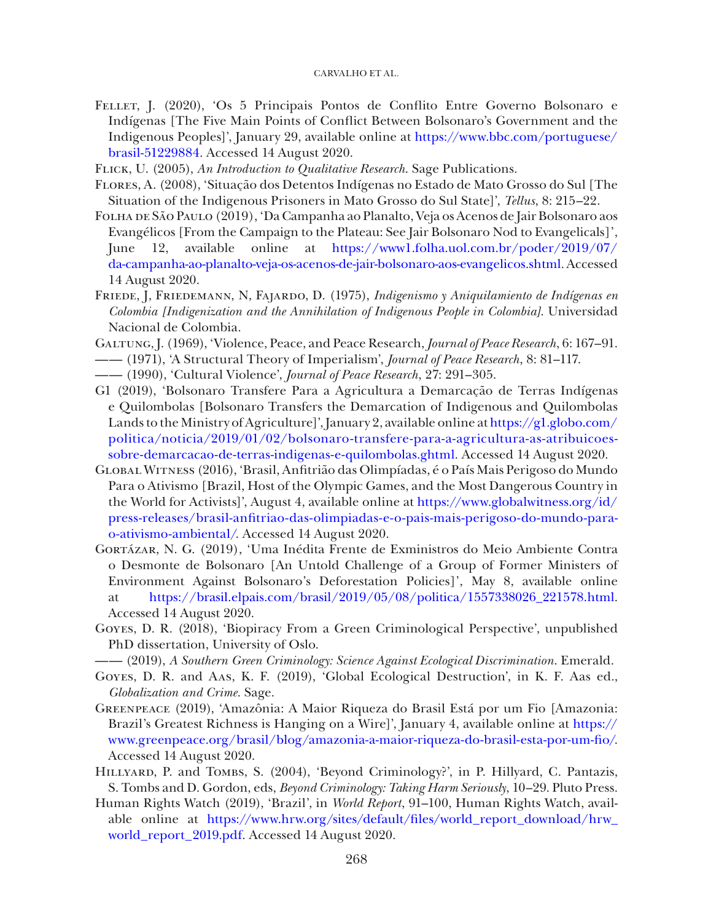Fellet, J. (2020), 'Os 5 Principais Pontos de Conflito Entre Governo Bolsonaro e Indígenas [The Five Main Points of Conflict Between Bolsonaro's Government and the Indigenous Peoples]', January 29, available online at https://www.bbc.com/portuguese/brasil-51229884. Accessed 14 August 2020.

Flick, U. (2005), *An Introduction to Qualitative Research*. Sage Publications.

Flores, A. (2008), 'Situação dos Detentos Indígenas no Estado de Mato Grosso do Sul [The Situation of the Indigenous Prisoners in Mato Grosso do Sul State]', *Tellus*, 8: 215–22.

Folha de São Paulo (2019), 'Da Campanha ao Planalto, Veja os Acenos de Jair Bolsonaro aos Evangélicos [From the Campaign to the Plateau: See Jair Bolsonaro Nod to Evangelicals]', June 12, available online at https://www1.folha.uol.com.br/poder/2019/07/da-campanha-ao-planalto-veja-os-acenos-de-jair-bolsonaro-aos-evangelicos.shtml. Accessed 14 August 2020.

Friede, J, Friedemann, N, Fajardo, D. (1975), *Indigenismo y Aniquilamiento de Indígenas en Colombia [Indigenization and the Annihilation of Indigenous People in Colombia]*. Universidad Nacional de Colombia.

Galtung, J. (1969), 'Violence, Peace, and Peace Research, *Journal of Peace Research*, 6: 167–91.

—— (1971), 'A Structural Theory of Imperialism', *Journal of Peace Research*, 8: 81–117.

—— (1990), 'Cultural Violence', *Journal of Peace Research*, 27: 291–305.

G1 (2019), 'Bolsonaro Transfere Para a Agricultura a Demarcação de Terras Indígenas e Quilombolas [Bolsonaro Transfers the Demarcation of Indigenous and Quilombolas Lands to the Ministry of Agriculture]', January 2, available online at https://g1.globo.com/politica/noticia/2019/01/02/bolsonaro-transfere-para-a-agricultura-as-atribuicoes-sobre-demarcacao-de-terras-indigenas-e-quilombolas.ghtml. Accessed 14 August 2020.

Global Witness (2016), 'Brasil, Anfitrião das Olimpíadas, é o País Mais Perigoso do Mundo Para o Ativismo [Brazil, Host of the Olympic Games, and the Most Dangerous Country in the World for Activists]', August 4, available online at https://www.globalwitness.org/id/press-releases/brasil-anfitriao-das-olimpiadas-e-o-pais-mais-perigoso-do-mundo-para-o-ativismo-ambiental/. Accessed 14 August 2020.

Gortázar, N. G. (2019), 'Uma Inédita Frente de Exministros do Meio Ambiente Contra o Desmonte de Bolsonaro [An Untold Challenge of a Group of Former Ministers of Environment Against Bolsonaro's Deforestation Policies]', May 8, available online at https://brasil.elpais.com/brasil/2019/05/08/politica/1557338026_221578.html. Accessed 14 August 2020.

Goyes, D. R. (2018), 'Biopiracy From a Green Criminological Perspective', unpublished PhD dissertation, University of Oslo.

—— (2019), *A Southern Green Criminology: Science Against Ecological Discrimination*. Emerald.

Goyes, D. R. and Aas, K. F. (2019), 'Global Ecological Destruction', in K. F. Aas ed., *Globalization and Crime*. Sage.

Greenpeace (2019), 'Amazônia: A Maior Riqueza do Brasil Está por um Fio [Amazonia: Brazil's Greatest Richness is Hanging on a Wire]', January 4, available online at https://www.greenpeace.org/brasil/blog/amazonia-a-maior-riqueza-do-brasil-esta-por-um-fio/. Accessed 14 August 2020.

Hillyard, P. and Tombs, S. (2004), 'Beyond Criminology?', in P. Hillyard, C. Pantazis, S. Tombs and D. Gordon, eds, *Beyond Criminology: Taking Harm Seriously*, 10–29. Pluto Press.

Human Rights Watch (2019), 'Brazil', in *World Report*, 91–100, Human Rights Watch, available online at https://www.hrw.org/sites/default/files/world_report_download/hrw_world_report_2019.pdf. Accessed 14 August 2020.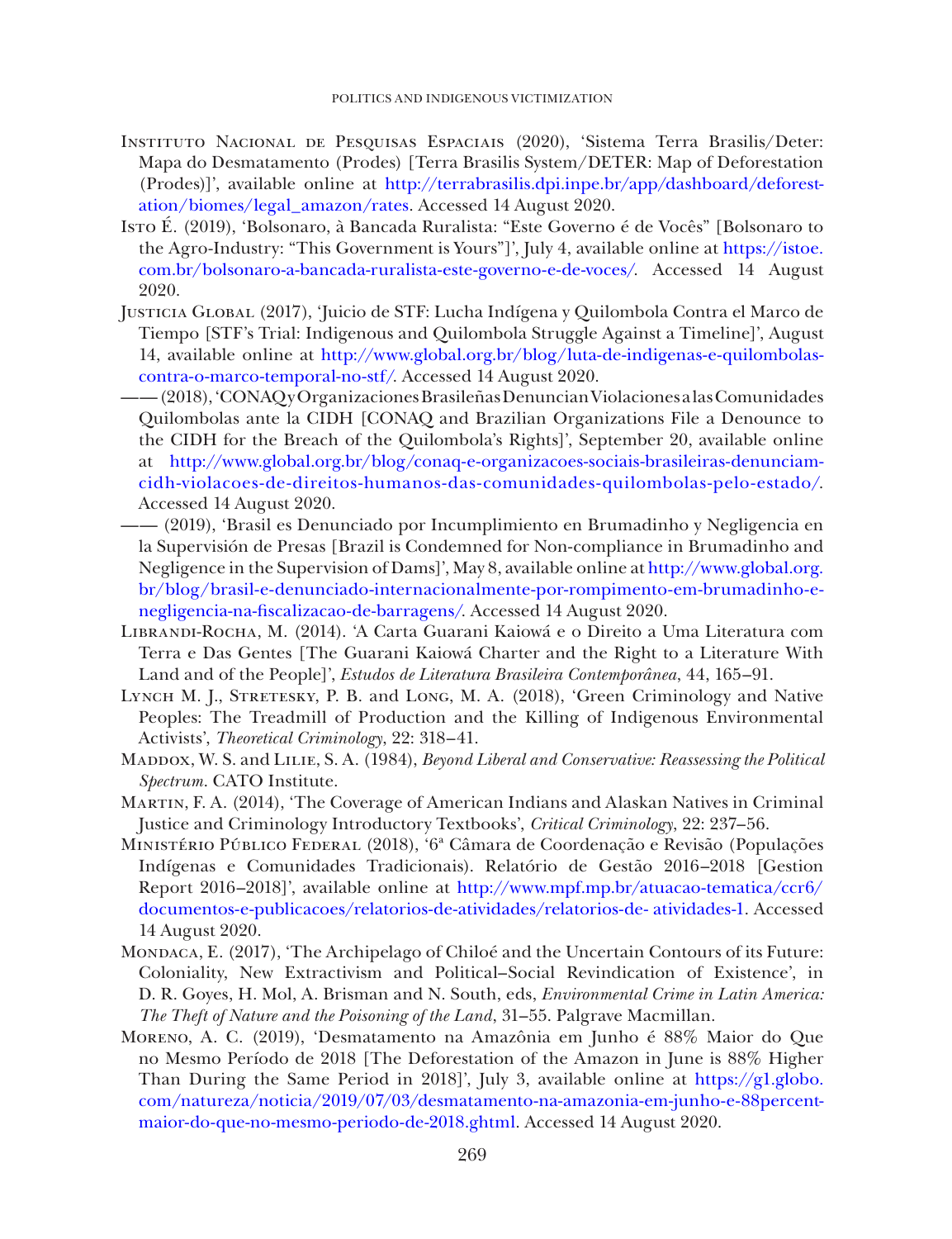Instituto Nacional de Pesquisas Espaciais (2020), 'Sistema Terra Brasilis/Deter: Mapa do Desmatamento (Prodes) [Terra Brasilis System/DETER: Map of Deforestation (Prodes)]', available online at http://terrabrasilis.dpi.inpe.br/app/dashboard/deforestation/biomes/legal_amazon/rates. Accessed 14 August 2020.

Isto É. (2019), 'Bolsonaro, à Bancada Ruralista: "Este Governo é de Vocês" [Bolsonaro to the Agro-Industry: "This Government is Yours"]', July 4, available online at https://istoe.com.br/bolsonaro-a-bancada-ruralista-este-governo-e-de-voces/. Accessed 14 August 2020.

Justicia Global (2017), 'Juicio de STF: Lucha Indígena y Quilombola Contra el Marco de Tiempo [STF's Trial: Indigenous and Quilombola Struggle Against a Timeline]', August 14, available online at http://www.global.org.br/blog/luta-de-indigenas-e-quilombolas-contra-o-marco-temporal-no-stf/. Accessed 14 August 2020.

—— (2018), 'CONAQ y Organizaciones Brasileñas Denuncian Violaciones a las Comunidades Quilombolas ante la CIDH [CONAQ and Brazilian Organizations File a Denounce to the CIDH for the Breach of the Quilombola's Rights]', September 20, available online at http://www.global.org.br/blog/conaq-e-organizacoes-sociais-brasileiras-denunciam-cidh-violacoes-de-direitos-humanos-das-comunidades-quilombolas-pelo-estado/. Accessed 14 August 2020.

—— (2019), 'Brasil es Denunciado por Incumplimiento en Brumadinho y Negligencia en la Supervisión de Presas [Brazil is Condemned for Non-compliance in Brumadinho and Negligence in the Supervision of Dams]', May 8, available online at http://www.global.org.br/blog/brasil-e-denunciado-internacionalmente-por-rompimento-em-brumadinho-e-negligencia-na-fiscalizacao-de-barragens/. Accessed 14 August 2020.

Librandi-Rocha, M. (2014). 'A Carta Guarani Kaiowá e o Direito a Uma Literatura com Terra e Das Gentes [The Guarani Kaiowá Charter and the Right to a Literature With Land and of the People]', *Estudos de Literatura Brasileira Contemporânea*, 44, 165–91.

Lynch M. J., Stretesky, P. B. and Long, M. A. (2018), 'Green Criminology and Native Peoples: The Treadmill of Production and the Killing of Indigenous Environmental Activists', *Theoretical Criminology*, 22: 318–41.

Maddox, W. S. and Lilie, S. A. (1984), *Beyond Liberal and Conservative: Reassessing the Political Spectrum*. CATO Institute.

Martin, F. A. (2014), 'The Coverage of American Indians and Alaskan Natives in Criminal Justice and Criminology Introductory Textbooks', *Critical Criminology*, 22: 237–56.

Ministério Público Federal (2018), '6ª Câmara de Coordenação e Revisão (Populações Indígenas e Comunidades Tradicionais). Relatório de Gestão 2016–2018 [Gestion Report 2016–2018]', available online at http://www.mpf.mp.br/atuacao-tematica/ccr6/documentos-e-publicacoes/relatorios-de-atividades/relatorios-de- atividades-1. Accessed 14 August 2020.

Mondaca, E. (2017), 'The Archipelago of Chiloé and the Uncertain Contours of its Future: Coloniality, New Extractivism and Political–Social Revindication of Existence', in D. R. Goyes, H. Mol, A. Brisman and N. South, eds, *Environmental Crime in Latin America: The Theft of Nature and the Poisoning of the Land*, 31–55. Palgrave Macmillan.

Moreno, A. C. (2019), 'Desmatamento na Amazônia em Junho é 88% Maior do Que no Mesmo Período de 2018 [The Deforestation of the Amazon in June is 88% Higher Than During the Same Period in 2018]', July 3, available online at https://g1.globo.com/natureza/noticia/2019/07/03/desmatamento-na-amazonia-em-junho-e-88percent-maior-do-que-no-mesmo-periodo-de-2018.ghtml. Accessed 14 August 2020.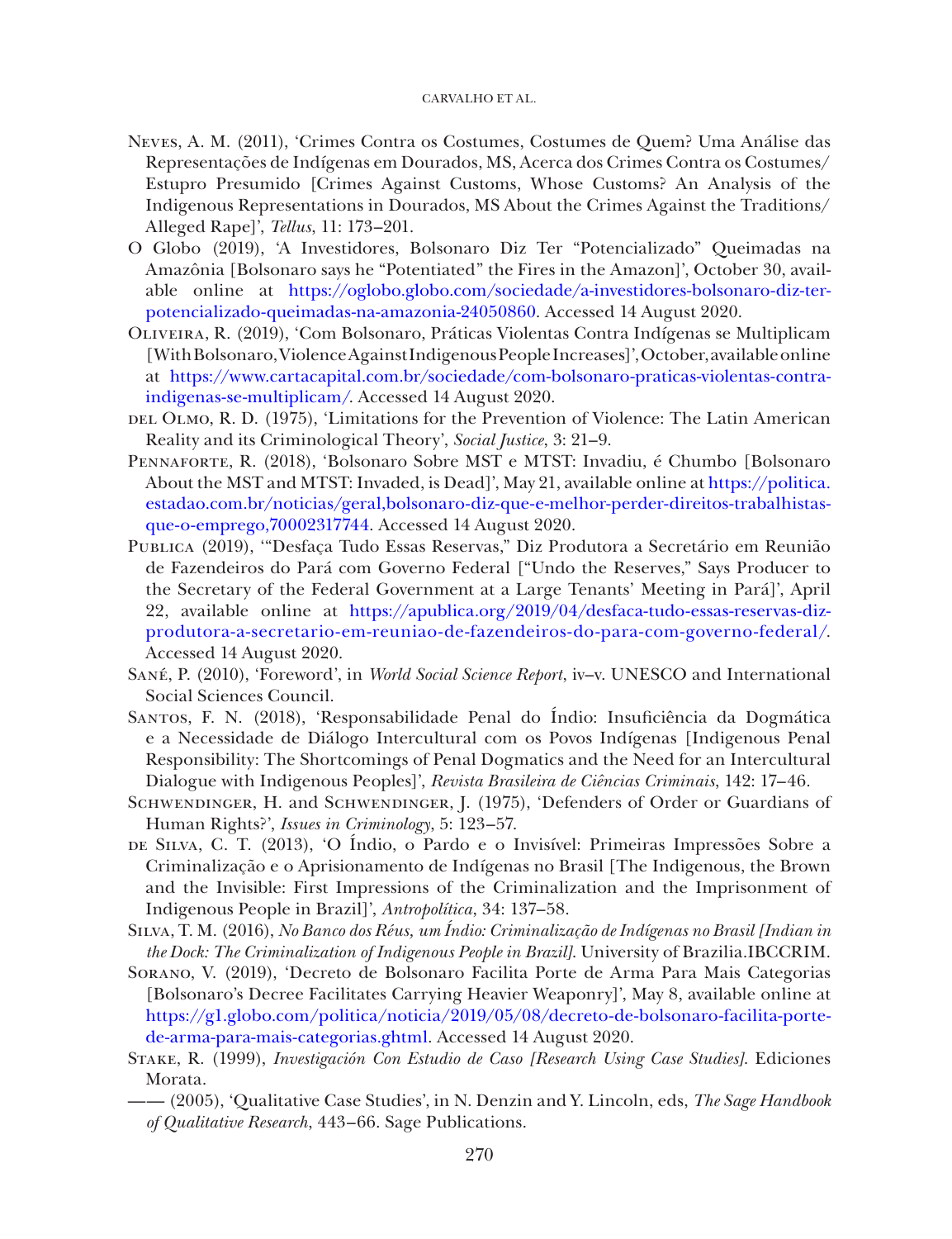Neves, A. M. (2011), 'Crimes Contra os Costumes, Costumes de Quem? Uma Análise das Representações de Indígenas em Dourados, MS, Acerca dos Crimes Contra os Costumes/ Estupro Presumido [Crimes Against Customs, Whose Customs? An Analysis of the Indigenous Representations in Dourados, MS About the Crimes Against the Traditions/ Alleged Rape]', *Tellus*, 11: 173–201.

O Globo (2019), 'A Investidores, Bolsonaro Diz Ter "Potencializado" Queimadas na Amazônia [Bolsonaro says he "Potentiated" the Fires in the Amazon]', October 30, available online at https://oglobo.globo.com/sociedade/a-investidores-bolsonaro-diz-ter-potencializado-queimadas-na-amazonia-24050860. Accessed 14 August 2020.

Oliveira, R. (2019), 'Com Bolsonaro, Práticas Violentas Contra Indígenas se Multiplicam [With Bolsonaro, Violence Against Indigenous People Increases]', October, available online at https://www.cartacapital.com.br/sociedade/com-bolsonaro-praticas-violentas-contra-indigenas-se-multiplicam/. Accessed 14 August 2020.

del Olmo, R. D. (1975), 'Limitations for the Prevention of Violence: The Latin American Reality and its Criminological Theory', *Social Justice*, 3: 21–9.

Pennaforte, R. (2018), 'Bolsonaro Sobre MST e MTST: Invadiu, é Chumbo [Bolsonaro About the MST and MTST: Invaded, is Dead]', May 21, available online at https://politica.estadao.com.br/noticias/geral,bolsonaro-diz-que-e-melhor-perder-direitos-trabalhistas-que-o-emprego,70002317744. Accessed 14 August 2020.

Publica (2019), '"Desfaça Tudo Essas Reservas," Diz Produtora a Secretário em Reunião de Fazendeiros do Pará com Governo Federal ["Undo the Reserves," Says Producer to the Secretary of the Federal Government at a Large Tenants' Meeting in Pará]', April 22, available online at https://apublica.org/2019/04/desfaca-tudo-essas-reservas-diz-produtora-a-secretario-em-reuniao-de-fazendeiros-do-para-com-governo-federal/. Accessed 14 August 2020.

Sané, P. (2010), 'Foreword', in *World Social Science Report*, iv–v. UNESCO and International Social Sciences Council.

Santos, F. N. (2018), 'Responsabilidade Penal do Índio: Insuficiência da Dogmática e a Necessidade de Diálogo Intercultural com os Povos Indígenas [Indigenous Penal Responsibility: The Shortcomings of Penal Dogmatics and the Need for an Intercultural Dialogue with Indigenous Peoples]', *Revista Brasileira de Ciências Criminais*, 142: 17–46.

Schwendinger, H. and Schwendinger, J. (1975), 'Defenders of Order or Guardians of Human Rights?', *Issues in Criminology*, 5: 123–57.

de Silva, C. T. (2013), 'O Índio, o Pardo e o Invisível: Primeiras Impressões Sobre a Criminalização e o Aprisionamento de Indígenas no Brasil [The Indigenous, the Brown and the Invisible: First Impressions of the Criminalization and the Imprisonment of Indigenous People in Brazil]', *Antropolítica*, 34: 137–58.

Silva, T. M. (2016), *No Banco dos Réus, um Índio: Criminalização de Indígenas no Brasil [Indian in the Dock: The Criminalization of Indigenous People in Brazil]*. University of Brazilia.IBCCRIM.

Sorano, V. (2019), 'Decreto de Bolsonaro Facilita Porte de Arma Para Mais Categorias [Bolsonaro's Decree Facilitates Carrying Heavier Weaponry]', May 8, available online at https://g1.globo.com/politica/noticia/2019/05/08/decreto-de-bolsonaro-facilita-porte-de-arma-para-mais-categorias.ghtml. Accessed 14 August 2020.

Stake, R. (1999), *Investigación Con Estudio de Caso [Research Using Case Studies]*. Ediciones Morata.

—— (2005), 'Qualitative Case Studies', in N. Denzin and Y. Lincoln, eds, *The Sage Handbook of Qualitative Research*, 443–66. Sage Publications.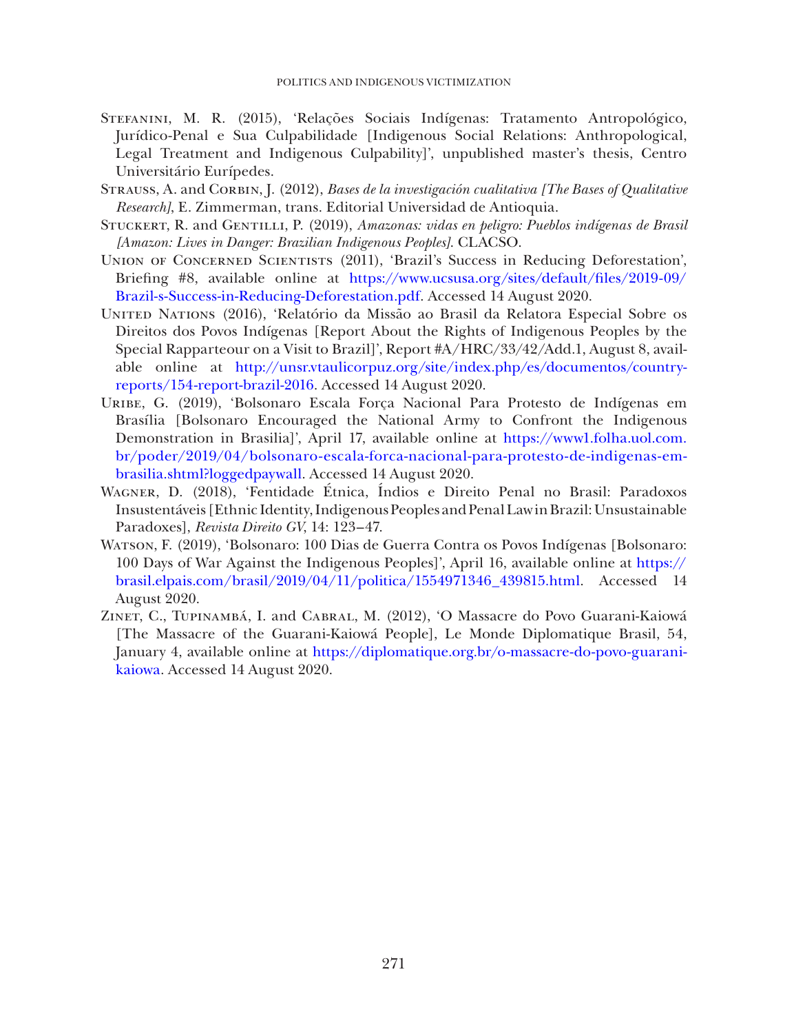Stefanini, M. R. (2015), 'Relações Sociais Indígenas: Tratamento Antropológico, Jurídico-Penal e Sua Culpabilidade [Indigenous Social Relations: Anthropological, Legal Treatment and Indigenous Culpability]', unpublished master's thesis, Centro Universitário Eurípedes.

Strauss, A. and Corbin, J. (2012), *Bases de la investigación cualitativa [The Bases of Qualitative Research]*, E. Zimmerman, trans. Editorial Universidad de Antioquia.

Stuckert, R. and Gentilli, P. (2019), *Amazonas: vidas en peligro: Pueblos indígenas de Brasil [Amazon: Lives in Danger: Brazilian Indigenous Peoples]*. CLACSO.

Union of Concerned Scientists (2011), 'Brazil's Success in Reducing Deforestation', Briefing #8, available online at https://www.ucsusa.org/sites/default/files/2019-09/Brazil-s-Success-in-Reducing-Deforestation.pdf. Accessed 14 August 2020.

United Nations (2016), 'Relatório da Missão ao Brasil da Relatora Especial Sobre os Direitos dos Povos Indígenas [Report About the Rights of Indigenous Peoples by the Special Rappàrteour on a Visit to Brazil]', Report #A/HRC/33/42/Add.1, August 8, available online at http://unsr.vtaulicorpuz.org/site/index.php/es/documentos/country-reports/154-report-brazil-2016. Accessed 14 August 2020.

Uribe, G. (2019), 'Bolsonaro Escala Força Nacional Para Protesto de Indígenas em Brasília [Bolsonaro Encouraged the National Army to Confront the Indigenous Demonstration in Brasilia]', April 17, available online at https://www1.folha.uol.com.br/poder/2019/04/bolsonaro-escala-forca-nacional-para-protesto-de-indigenas-em-brasilia.shtml?loggedpaywall. Accessed 14 August 2020.

Wagner, D. (2018), 'Fentidade Étnica, Índios e Direito Penal no Brasil: Paradoxos Insustentáveis [Ethnic Identity, Indigenous Peoples and Penal Law in Brazil: Unsustainable Paradoxes], *Revista Direito GV*, 14: 123–47.

Watson, F. (2019), 'Bolsonaro: 100 Dias de Guerra Contra os Povos Indígenas [Bolsonaro: 100 Days of War Against the Indigenous Peoples]', April 16, available online at https://brasil.elpais.com/brasil/2019/04/11/politica/1554971346_439815.html. Accessed 14 August 2020.

Zinet, C., Tupinambá, I. and Cabral, M. (2012), 'O Massacre do Povo Guarani-Kaiowá [The Massacre of the Guarani-Kaiowá People], Le Monde Diplomatique Brasil, 54, January 4, available online at https://diplomatique.org.br/o-massacre-do-povo-guarani-kaiowa. Accessed 14 August 2020.